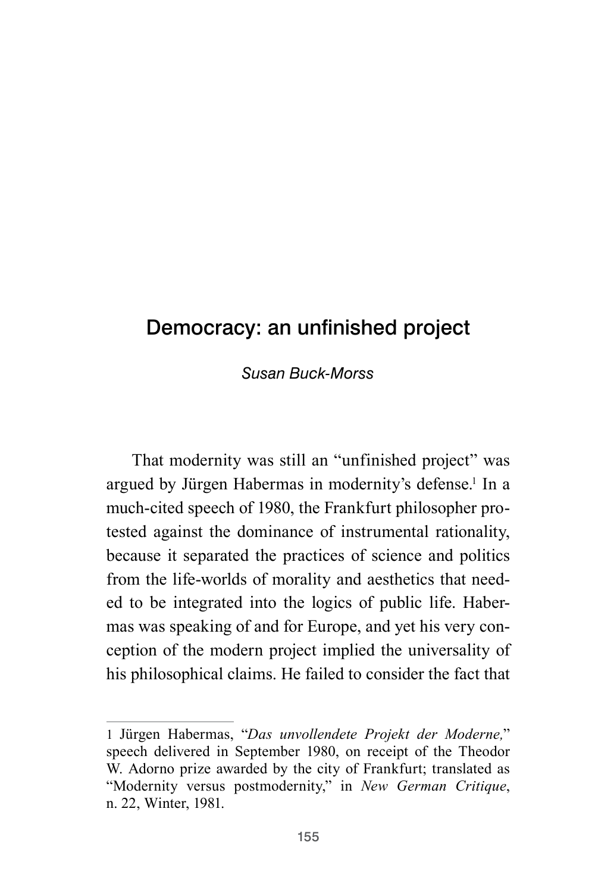# Democracy: an unfinished project

*Susan Buck-Morss*

That modernity was still an "unfinished project" was argued by Jürgen Habermas in modernity's defense.[1] In a much-cited speech of 1980, the Frankfurt philosopher protested against the dominance of instrumental rationality, because it separated the practices of science and politics from the life-worlds of morality and aesthetics that needed to be integrated into the logics of public life. Habermas was speaking of and for Europe, and yet his very conception of the modern project implied the universality of his philosophical claims. He failed to consider the fact that

---

1 Jürgen Habermas, "*Das unvollendete Projekt der Moderne,*" speech delivered in September 1980, on receipt of the Theodor W. Adorno prize awarded by the city of Frankfurt; translated as "Modernity versus postmodernity," in *New German Critique*, n. 22, Winter, 1981.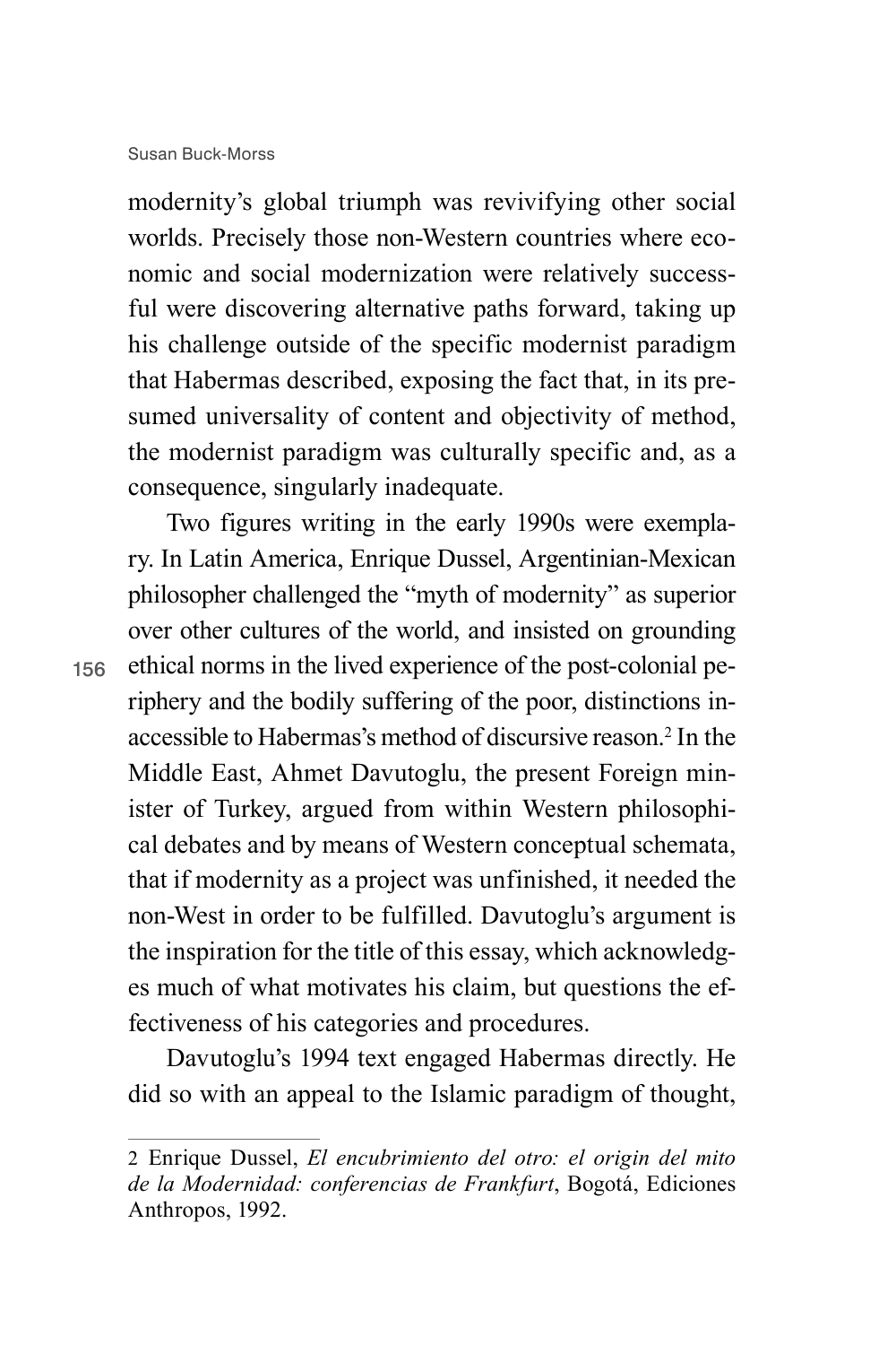modernity's global triumph was revivifying other social worlds. Precisely those non-Western countries where economic and social modernization were relatively successful were discovering alternative paths forward, taking up his challenge outside of the specific modernist paradigm that Habermas described, exposing the fact that, in its presumed universality of content and objectivity of method, the modernist paradigm was culturally specific and, as a consequence, singularly inadequate.

Two figures writing in the early 1990s were exemplary. In Latin America, Enrique Dussel, Argentinian-Mexican philosopher challenged the "myth of modernity" as superior over other cultures of the world, and insisted on grounding ethical norms in the lived experience of the post-colonial periphery and the bodily suffering of the poor, distinctions inaccessible to Habermas's method of discursive reason.[2] In the Middle East, Ahmet Davutoglu, the present Foreign minister of Turkey, argued from within Western philosophical debates and by means of Western conceptual schemata, that if modernity as a project was unfinished, it needed the non-West in order to be fulfilled. Davutoglu's argument is the inspiration for the title of this essay, which acknowledges much of what motivates his claim, but questions the effectiveness of his categories and procedures.

Davutoglu's 1994 text engaged Habermas directly. He did so with an appeal to the Islamic paradigm of thought,

---

2 Enrique Dussel, *El encubrimiento del otro: el origin del mito de la Modernidad: conferencias de Frankfurt*, Bogotá, Ediciones Anthropos, 1992.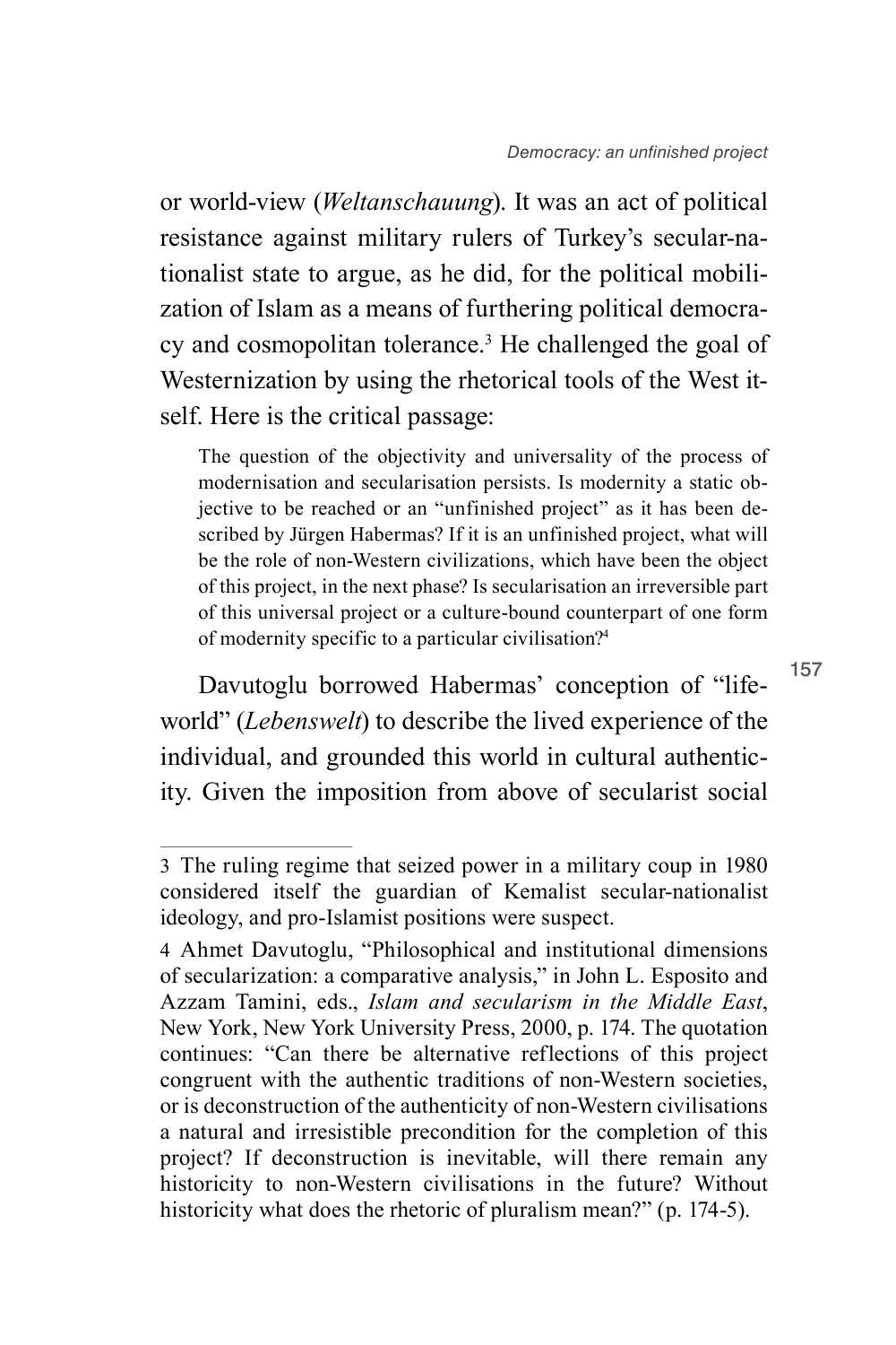or world-view (*Weltanschauung*). It was an act of political resistance against military rulers of Turkey's secular-nationalist state to argue, as he did, for the political mobilization of Islam as a means of furthering political democracy and cosmopolitan tolerance.[3] He challenged the goal of Westernization by using the rhetorical tools of the West itself. Here is the critical passage:

> The question of the objectivity and universality of the process of modernisation and secularisation persists. Is modernity a static objective to be reached or an "unfinished project" as it has been described by Jürgen Habermas? If it is an unfinished project, what will be the role of non-Western civilizations, which have been the object of this project, in the next phase? Is secularisation an irreversible part of this universal project or a culture-bound counterpart of one form of modernity specific to a particular civilisation?[4]

Davutoglu borrowed Habermas' conception of "life-world" (*Lebenswelt*) to describe the lived experience of the individual, and grounded this world in cultural authenticity. Given the imposition from above of secularist social

---

3 The ruling regime that seized power in a military coup in 1980 considered itself the guardian of Kemalist secular-nationalist ideology, and pro-Islamist positions were suspect.

4 Ahmet Davutoglu, "Philosophical and institutional dimensions of secularization: a comparative analysis," in John L. Esposito and Azzam Tamini, eds., *Islam and secularism in the Middle East*, New York, New York University Press, 2000, p. 174. The quotation continues: "Can there be alternative reflections of this project congruent with the authentic traditions of non-Western societies, or is deconstruction of the authenticity of non-Western civilisations a natural and irresistible precondition for the completion of this project? If deconstruction is inevitable, will there remain any historicity to non-Western civilisations in the future? Without historicity what does the rhetoric of pluralism mean?" (p. 174-5).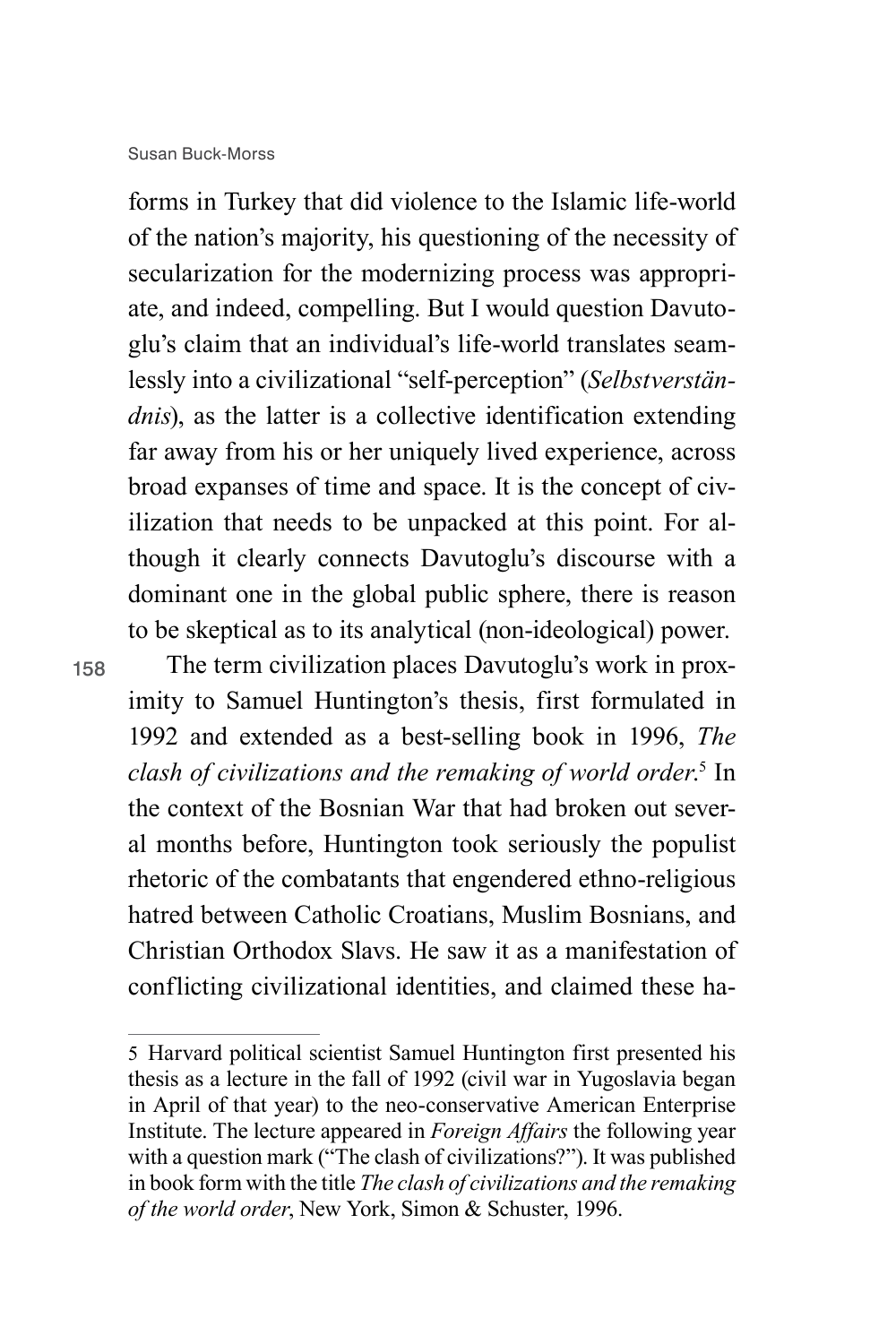forms in Turkey that did violence to the Islamic life-world of the nation's majority, his questioning of the necessity of secularization for the modernizing process was appropriate, and indeed, compelling. But I would question Davutoglu's claim that an individual's life-world translates seamlessly into a civilizational "self-perception" (*Selbstverständnis*), as the latter is a collective identification extending far away from his or her uniquely lived experience, across broad expanses of time and space. It is the concept of civilization that needs to be unpacked at this point. For although it clearly connects Davutoglu's discourse with a dominant one in the global public sphere, there is reason to be skeptical as to its analytical (non-ideological) power.

The term civilization places Davutoglu's work in proximity to Samuel Huntington's thesis, first formulated in 1992 and extended as a best-selling book in 1996, *The clash of civilizations and the remaking of world order*.[5] In the context of the Bosnian War that had broken out several months before, Huntington took seriously the populist rhetoric of the combatants that engendered ethno-religious hatred between Catholic Croatians, Muslim Bosnians, and Christian Orthodox Slavs. He saw it as a manifestation of conflicting civilizational identities, and claimed these ha-

---

5 Harvard political scientist Samuel Huntington first presented his thesis as a lecture in the fall of 1992 (civil war in Yugoslavia began in April of that year) to the neo-conservative American Enterprise Institute. The lecture appeared in *Foreign Affairs* the following year with a question mark ("The clash of civilizations?"). It was published in book form with the title *The clash of civilizations and the remaking of the world order*, New York, Simon & Schuster, 1996.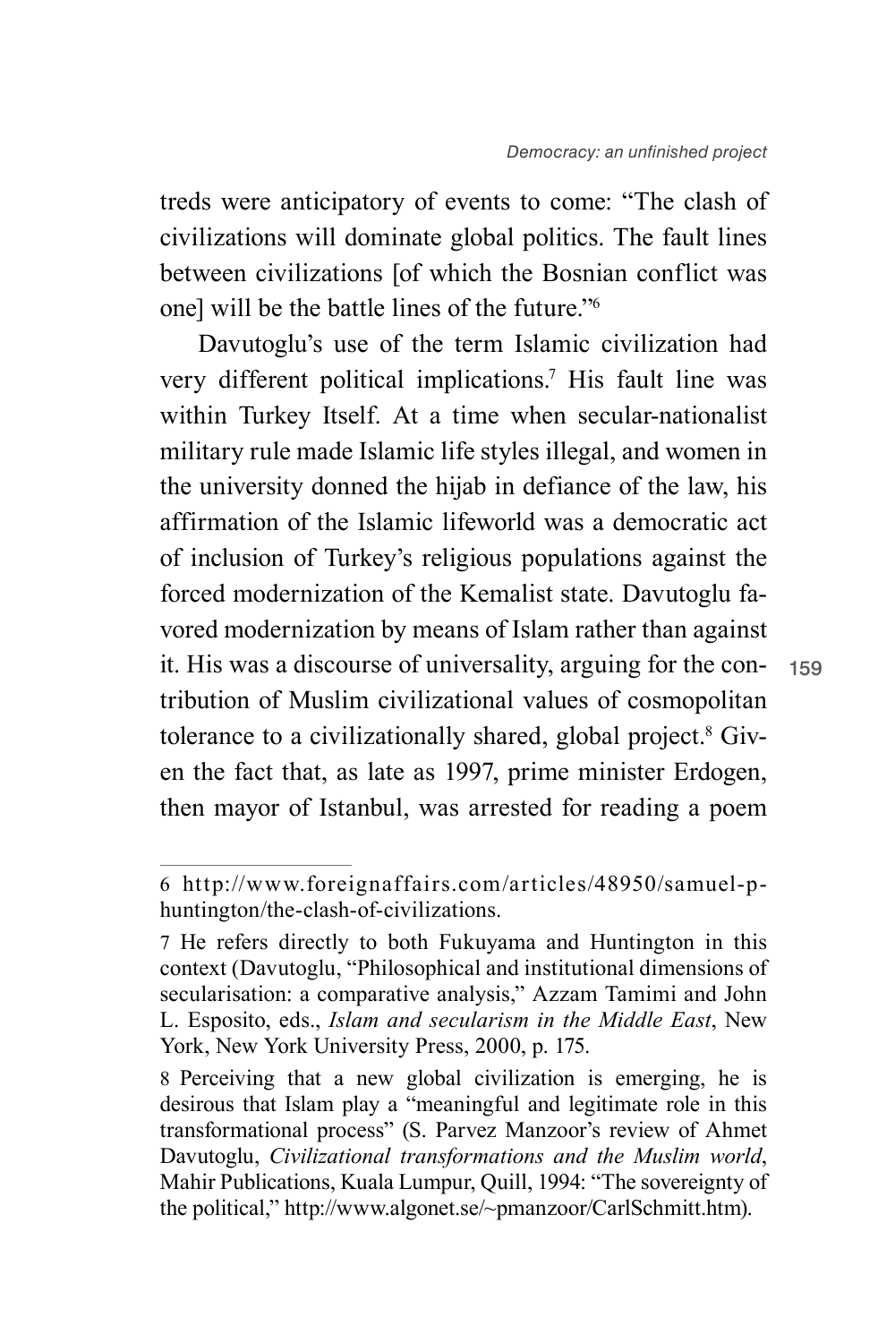treds were anticipatory of events to come: "The clash of civilizations will dominate global politics. The fault lines between civilizations [of which the Bosnian conflict was one] will be the battle lines of the future."[6]

Davutoglu's use of the term Islamic civilization had very different political implications.[7] His fault line was within Turkey Itself. At a time when secular-nationalist military rule made Islamic life styles illegal, and women in the university donned the hijab in defiance of the law, his affirmation of the Islamic lifeworld was a democratic act of inclusion of Turkey's religious populations against the forced modernization of the Kemalist state. Davutoglu favored modernization by means of Islam rather than against it. His was a discourse of universality, arguing for the contribution of Muslim civilizational values of cosmopolitan tolerance to a civilizationally shared, global project.[8] Given the fact that, as late as 1997, prime minister Erdogen, then mayor of Istanbul, was arrested for reading a poem

---

6 http://www.foreignaffairs.com/articles/48950/samuel-p-huntington/the-clash-of-civilizations.

7 He refers directly to both Fukuyama and Huntington in this context (Davutoglu, "Philosophical and institutional dimensions of secularisation: a comparative analysis," Azzam Tamimi and John L. Esposito, eds., *Islam and secularism in the Middle East*, New York, New York University Press, 2000, p. 175.

8 Perceiving that a new global civilization is emerging, he is desirous that Islam play a "meaningful and legitimate role in this transformational process" (S. Parvez Manzoor's review of Ahmet Davutoglu, *Civilizational transformations and the Muslim world*, Mahir Publications, Kuala Lumpur, Quill, 1994: "The sovereignty of the political," http://www.algonet.se/~pmanzoor/CarlSchmitt.htm).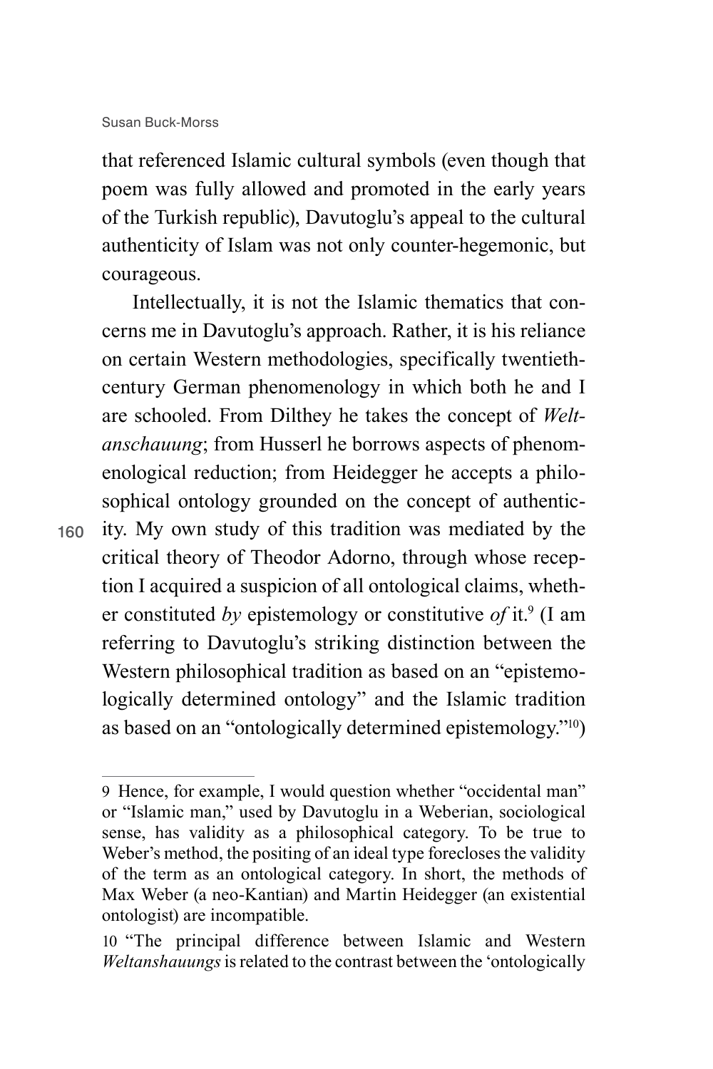that referenced Islamic cultural symbols (even though that poem was fully allowed and promoted in the early years of the Turkish republic), Davutoglu's appeal to the cultural authenticity of Islam was not only counter-hegemonic, but courageous.

Intellectually, it is not the Islamic thematics that concerns me in Davutoglu's approach. Rather, it is his reliance on certain Western methodologies, specifically twentieth-century German phenomenology in which both he and I are schooled. From Dilthey he takes the concept of *Weltanschauung*; from Husserl he borrows aspects of phenomenological reduction; from Heidegger he accepts a philosophical ontology grounded on the concept of authenticity. My own study of this tradition was mediated by the critical theory of Theodor Adorno, through whose reception I acquired a suspicion of all ontological claims, whether constituted *by* epistemology or constitutive *of* it.[9] (I am referring to Davutoglu's striking distinction between the Western philosophical tradition as based on an "epistemologically determined ontology" and the Islamic tradition as based on an "ontologically determined epistemology."[10])

---

9 Hence, for example, I would question whether "occidental man" or "Islamic man," used by Davutoglu in a Weberian, sociological sense, has validity as a philosophical category. To be true to Weber's method, the positing of an ideal type forecloses the validity of the term as an ontological category. In short, the methods of Max Weber (a neo-Kantian) and Martin Heidegger (an existential ontologist) are incompatible.

10 "The principal difference between Islamic and Western *Weltanshauungs* is related to the contrast between the 'ontologically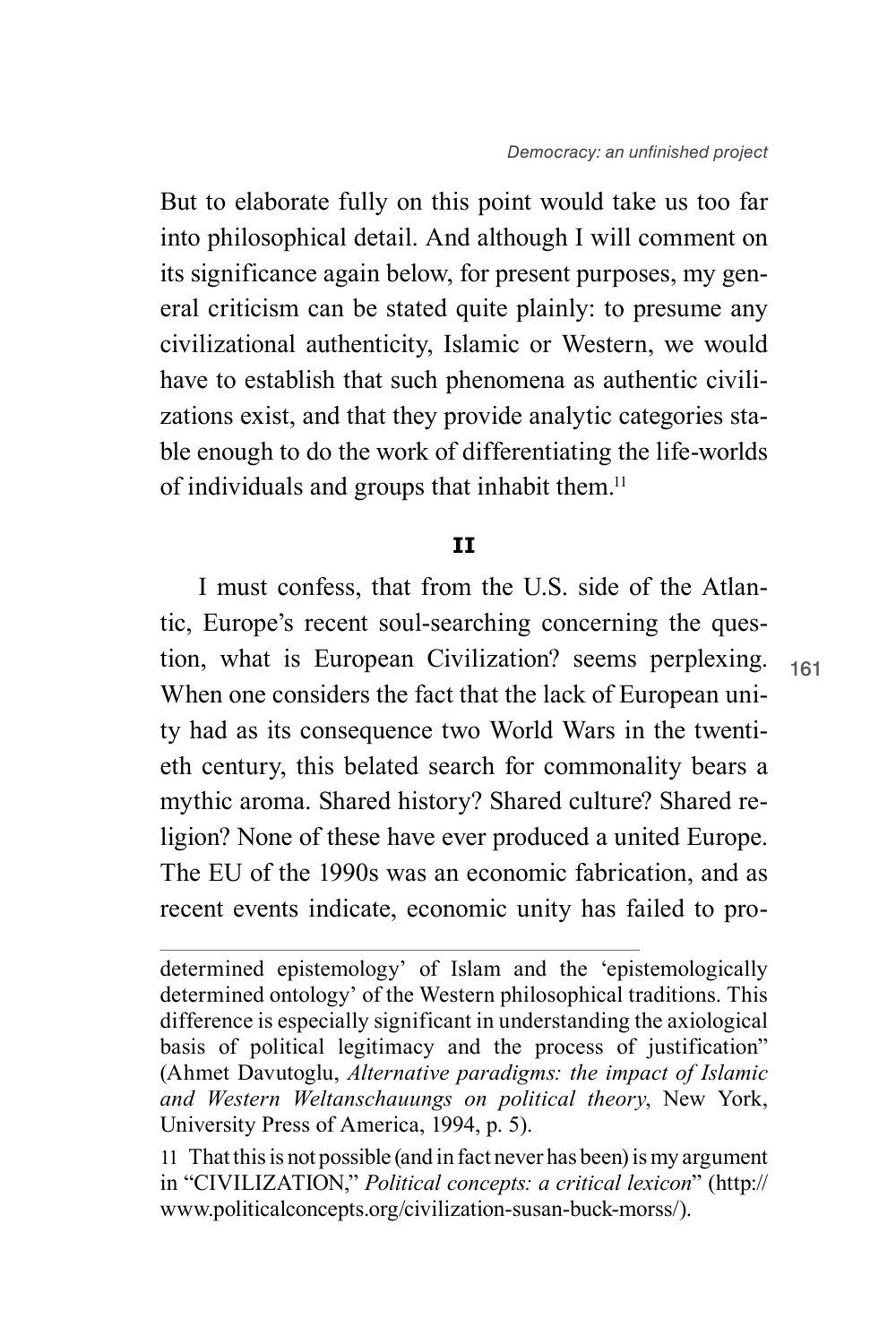But to elaborate fully on this point would take us too far into philosophical detail. And although I will comment on its significance again below, for present purposes, my general criticism can be stated quite plainly: to presume any civilizational authenticity, Islamic or Western, we would have to establish that such phenomena as authentic civilizations exist, and that they provide analytic categories stable enough to do the work of differentiating the life-worlds of individuals and groups that inhabit them.[11]

## II

I must confess, that from the U.S. side of the Atlantic, Europe's recent soul-searching concerning the question, what is European Civilization? seems perplexing. When one considers the fact that the lack of European unity had as its consequence two World Wars in the twentieth century, this belated search for commonality bears a mythic aroma. Shared history? Shared culture? Shared religion? None of these have ever produced a united Europe. The EU of the 1990s was an economic fabrication, and as recent events indicate, economic unity has failed to pro-

---

determined epistemology' of Islam and the 'epistemologically determined ontology' of the Western philosophical traditions. This difference is especially significant in understanding the axiological basis of political legitimacy and the process of justification" (Ahmet Davutoglu, *Alternative paradigms: the impact of Islamic and Western Weltanschauungs on political theory*, New York, University Press of America, 1994, p. 5).

11 That this is not possible (and in fact never has been) is my argument in "CIVILIZATION," *Political concepts: a critical lexicon*" (http://www.politicalconcepts.org/civilization-susan-buck-morss/).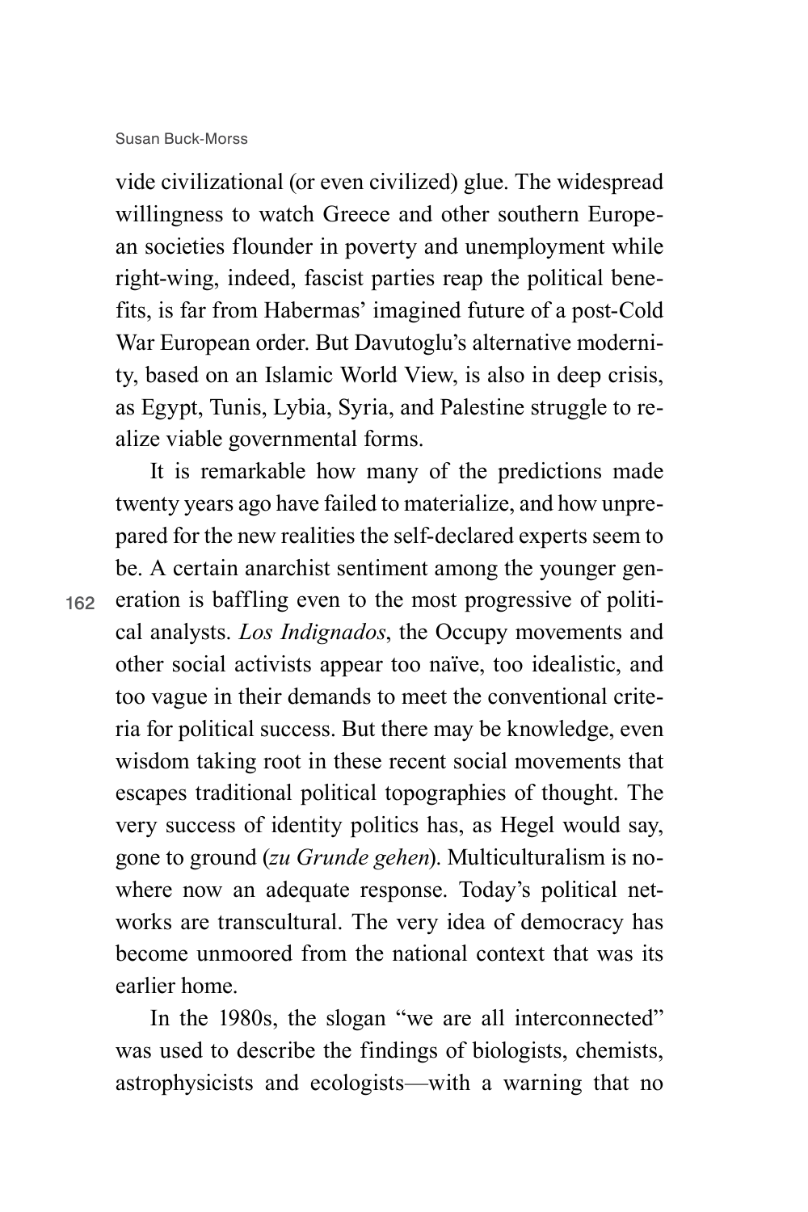vide civilizational (or even civilized) glue. The widespread willingness to watch Greece and other southern European societies flounder in poverty and unemployment while right-wing, indeed, fascist parties reap the political benefits, is far from Habermas' imagined future of a post-Cold War European order. But Davutoglu's alternative modernity, based on an Islamic World View, is also in deep crisis, as Egypt, Tunis, Lybia, Syria, and Palestine struggle to realize viable governmental forms.

It is remarkable how many of the predictions made twenty years ago have failed to materialize, and how unprepared for the new realities the self-declared experts seem to be. A certain anarchist sentiment among the younger generation is baffling even to the most progressive of political analysts. *Los Indignados*, the Occupy movements and other social activists appear too naïve, too idealistic, and too vague in their demands to meet the conventional criteria for political success. But there may be knowledge, even wisdom taking root in these recent social movements that escapes traditional political topographies of thought. The very success of identity politics has, as Hegel would say, gone to ground (*zu Grunde gehen*). Multiculturalism is nowhere now an adequate response. Today's political networks are transcultural. The very idea of democracy has become unmoored from the national context that was its earlier home.

In the 1980s, the slogan "we are all interconnected" was used to describe the findings of biologists, chemists, astrophysicists and ecologists—with a warning that no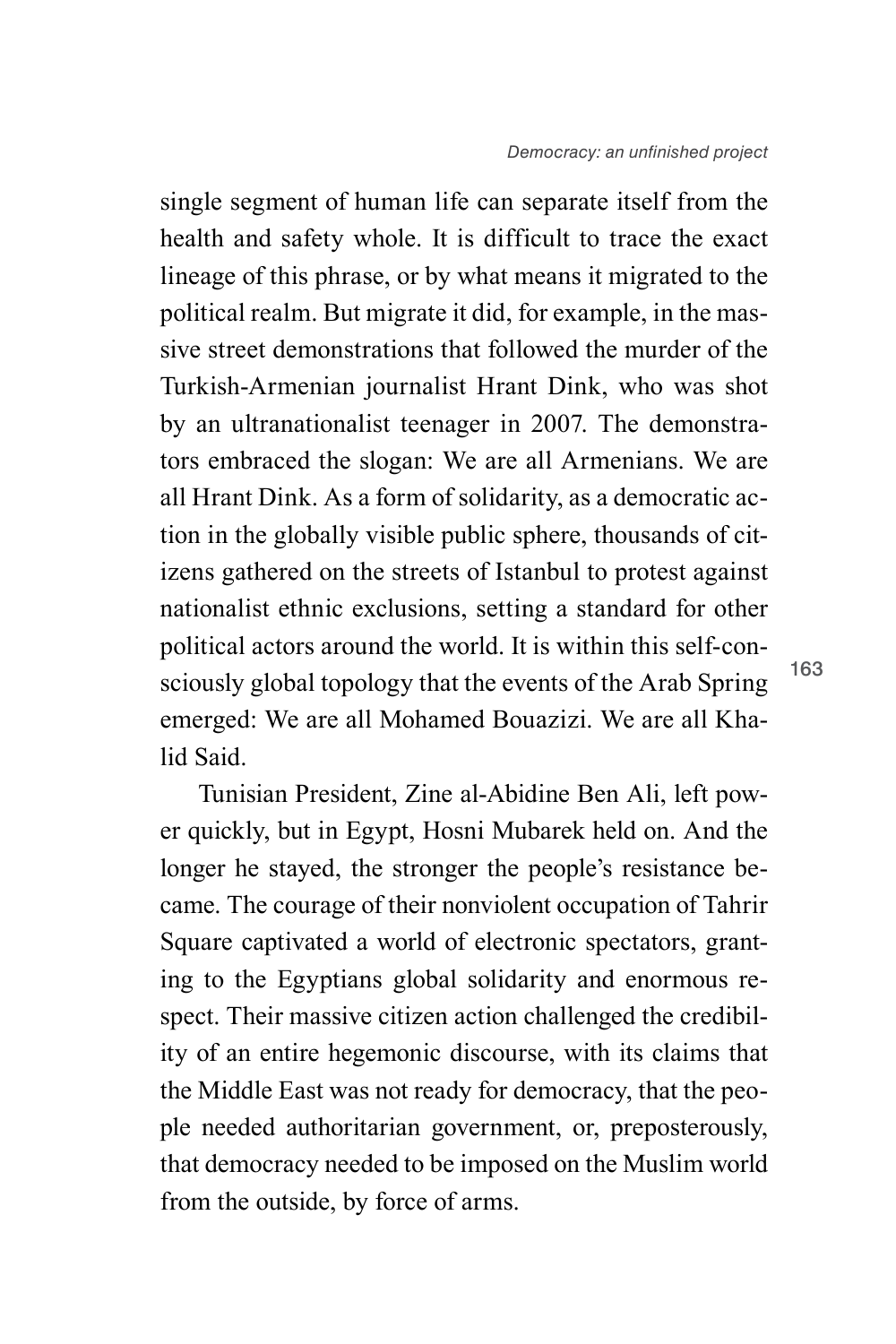single segment of human life can separate itself from the health and safety whole. It is difficult to trace the exact lineage of this phrase, or by what means it migrated to the political realm. But migrate it did, for example, in the massive street demonstrations that followed the murder of the Turkish-Armenian journalist Hrant Dink, who was shot by an ultranationalist teenager in 2007. The demonstrators embraced the slogan: We are all Armenians. We are all Hrant Dink. As a form of solidarity, as a democratic action in the globally visible public sphere, thousands of citizens gathered on the streets of Istanbul to protest against nationalist ethnic exclusions, setting a standard for other political actors around the world. It is within this self-consciously global topology that the events of the Arab Spring emerged: We are all Mohamed Bouazizi. We are all Khalid Said.

Tunisian President, Zine al-Abidine Ben Ali, left power quickly, but in Egypt, Hosni Mubarek held on. And the longer he stayed, the stronger the people's resistance became. The courage of their nonviolent occupation of Tahrir Square captivated a world of electronic spectators, granting to the Egyptians global solidarity and enormous respect. Their massive citizen action challenged the credibility of an entire hegemonic discourse, with its claims that the Middle East was not ready for democracy, that the people needed authoritarian government, or, preposterously, that democracy needed to be imposed on the Muslim world from the outside, by force of arms.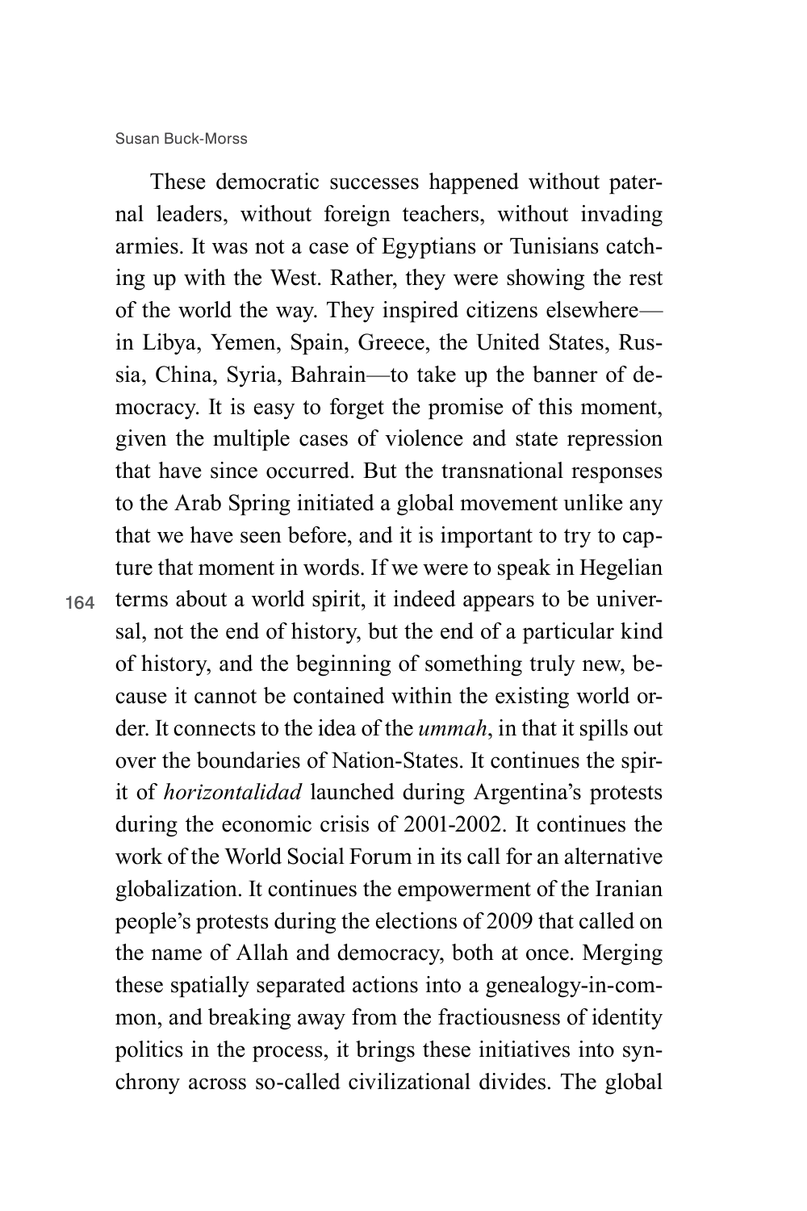These democratic successes happened without paternal leaders, without foreign teachers, without invading armies. It was not a case of Egyptians or Tunisians catching up with the West. Rather, they were showing the rest of the world the way. They inspired citizens elsewhere—in Libya, Yemen, Spain, Greece, the United States, Russia, China, Syria, Bahrain—to take up the banner of democracy. It is easy to forget the promise of this moment, given the multiple cases of violence and state repression that have since occurred. But the transnational responses to the Arab Spring initiated a global movement unlike any that we have seen before, and it is important to try to capture that moment in words. If we were to speak in Hegelian terms about a world spirit, it indeed appears to be universal, not the end of history, but the end of a particular kind of history, and the beginning of something truly new, because it cannot be contained within the existing world order. It connects to the idea of the *ummah*, in that it spills out over the boundaries of Nation-States. It continues the spirit of *horizontalidad* launched during Argentina's protests during the economic crisis of 2001-2002. It continues the work of the World Social Forum in its call for an alternative globalization. It continues the empowerment of the Iranian people's protests during the elections of 2009 that called on the name of Allah and democracy, both at once. Merging these spatially separated actions into a genealogy-in-common, and breaking away from the fractiousness of identity politics in the process, it brings these initiatives into synchrony across so-called civilizational divides. The global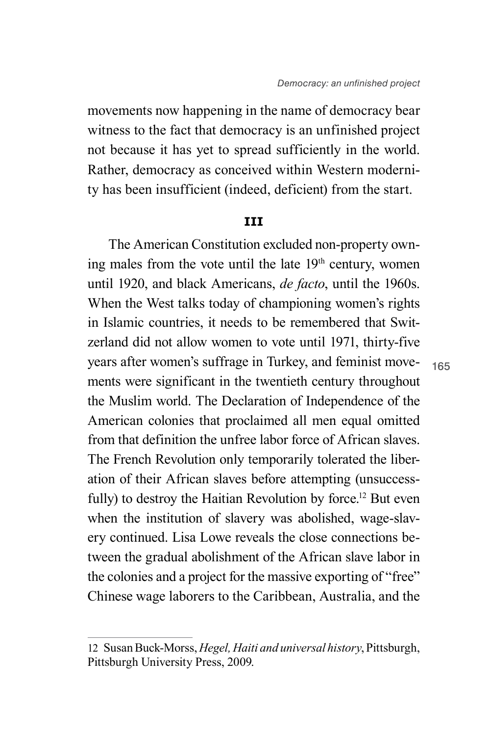movements now happening in the name of democracy bear witness to the fact that democracy is an unfinished project not because it has yet to spread sufficiently in the world. Rather, democracy as conceived within Western modernity has been insufficient (indeed, deficient) from the start.

### III

The American Constitution excluded non-property owning males from the vote until the late 19th century, women until 1920, and black Americans, *de facto*, until the 1960s. When the West talks today of championing women's rights in Islamic countries, it needs to be remembered that Switzerland did not allow women to vote until 1971, thirty-five years after women's suffrage in Turkey, and feminist movements were significant in the twentieth century throughout the Muslim world. The Declaration of Independence of the American colonies that proclaimed all men equal omitted from that definition the unfree labor force of African slaves. The French Revolution only temporarily tolerated the liberation of their African slaves before attempting (unsuccessfully) to destroy the Haitian Revolution by force.[12] But even when the institution of slavery was abolished, wage-slavery continued. Lisa Lowe reveals the close connections between the gradual abolishment of the African slave labor in the colonies and a project for the massive exporting of "free" Chinese wage laborers to the Caribbean, Australia, and the

---

12 Susan Buck-Morss, *Hegel, Haiti and universal history*, Pittsburgh, Pittsburgh University Press, 2009.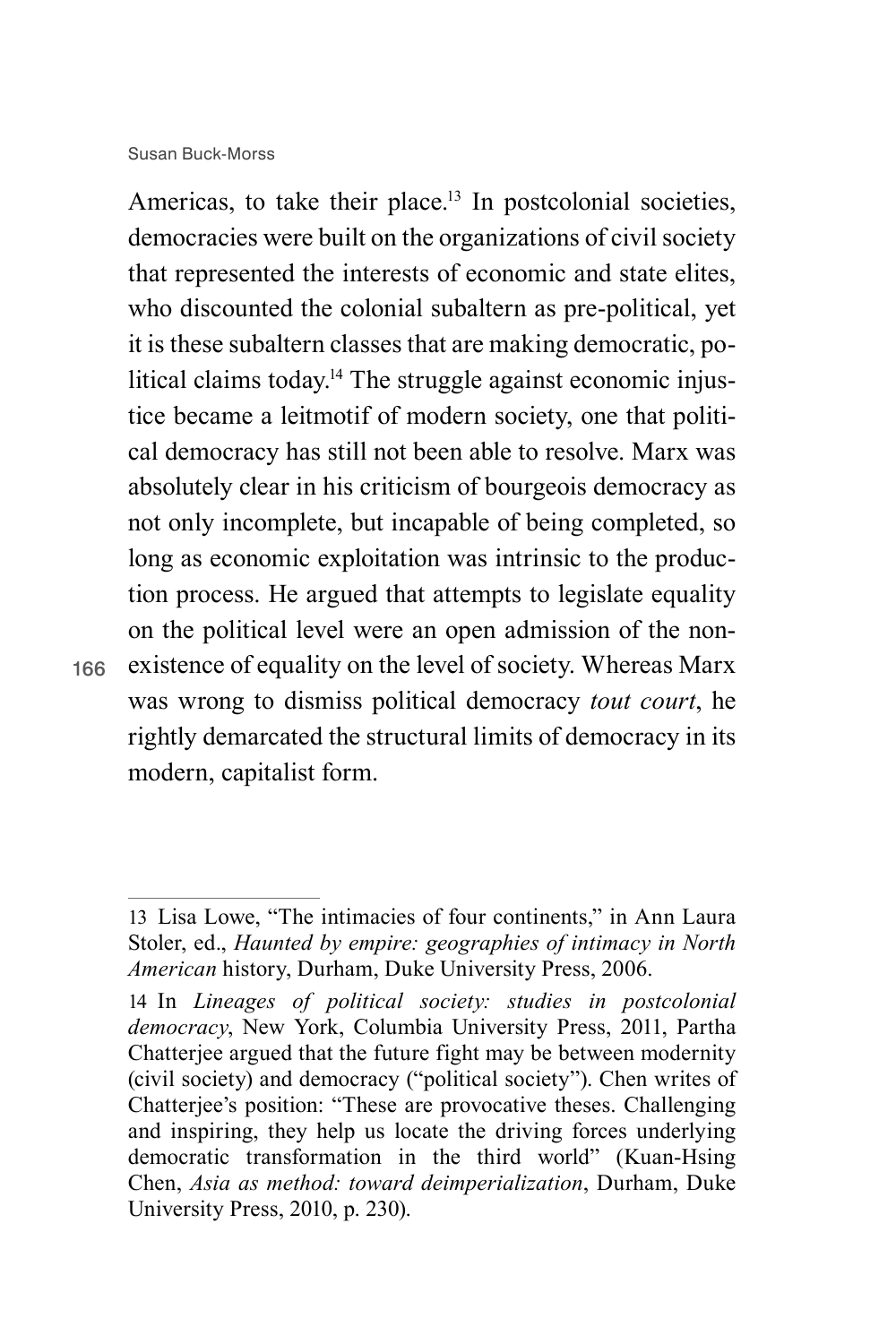Americas, to take their place.[13] In postcolonial societies, democracies were built on the organizations of civil society that represented the interests of economic and state elites, who discounted the colonial subaltern as pre-political, yet it is these subaltern classes that are making democratic, political claims today.[14] The struggle against economic injustice became a leitmotif of modern society, one that political democracy has still not been able to resolve. Marx was absolutely clear in his criticism of bourgeois democracy as not only incomplete, but incapable of being completed, so long as economic exploitation was intrinsic to the production process. He argued that attempts to legislate equality on the political level were an open admission of the non-existence of equality on the level of society. Whereas Marx was wrong to dismiss political democracy *tout court*, he rightly demarcated the structural limits of democracy in its modern, capitalist form.

---

13 Lisa Lowe, "The intimacies of four continents," in Ann Laura Stoler, ed., *Haunted by empire: geographies of intimacy in North American* history, Durham, Duke University Press, 2006.

14 In *Lineages of political society: studies in postcolonial democracy*, New York, Columbia University Press, 2011, Partha Chatterjee argued that the future fight may be between modernity (civil society) and democracy ("political society"). Chen writes of Chatterjee's position: "These are provocative theses. Challenging and inspiring, they help us locate the driving forces underlying democratic transformation in the third world" (Kuan-Hsing Chen, *Asia as method: toward deimperialization*, Durham, Duke University Press, 2010, p. 230).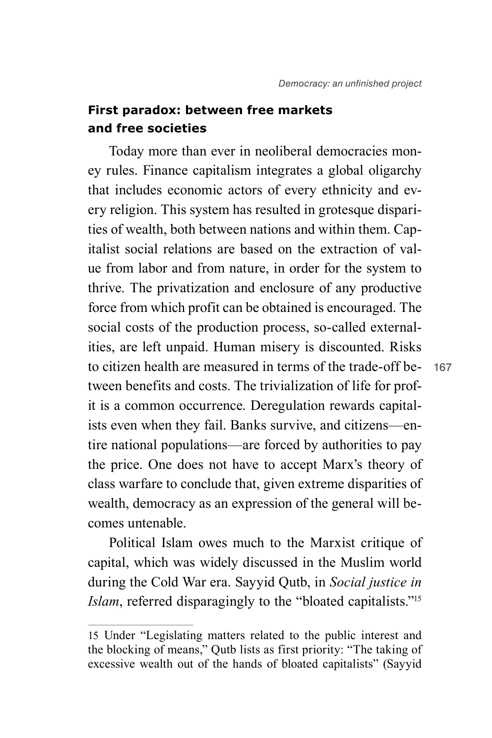## First paradox: between free markets and free societies

Today more than ever in neoliberal democracies money rules. Finance capitalism integrates a global oligarchy that includes economic actors of every ethnicity and every religion. This system has resulted in grotesque disparities of wealth, both between nations and within them. Capitalist social relations are based on the extraction of value from labor and from nature, in order for the system to thrive. The privatization and enclosure of any productive force from which profit can be obtained is encouraged. The social costs of the production process, so-called externalities, are left unpaid. Human misery is discounted. Risks to citizen health are measured in terms of the trade-off between benefits and costs. The trivialization of life for profit is a common occurrence. Deregulation rewards capitalists even when they fail. Banks survive, and citizens—entire national populations—are forced by authorities to pay the price. One does not have to accept Marx's theory of class warfare to conclude that, given extreme disparities of wealth, democracy as an expression of the general will becomes untenable.

Political Islam owes much to the Marxist critique of capital, which was widely discussed in the Muslim world during the Cold War era. Sayyid Qutb, in *Social justice in Islam*, referred disparagingly to the "bloated capitalists."[15]

---

15 Under "Legislating matters related to the public interest and the blocking of means," Qutb lists as first priority: "The taking of excessive wealth out of the hands of bloated capitalists" (Sayyid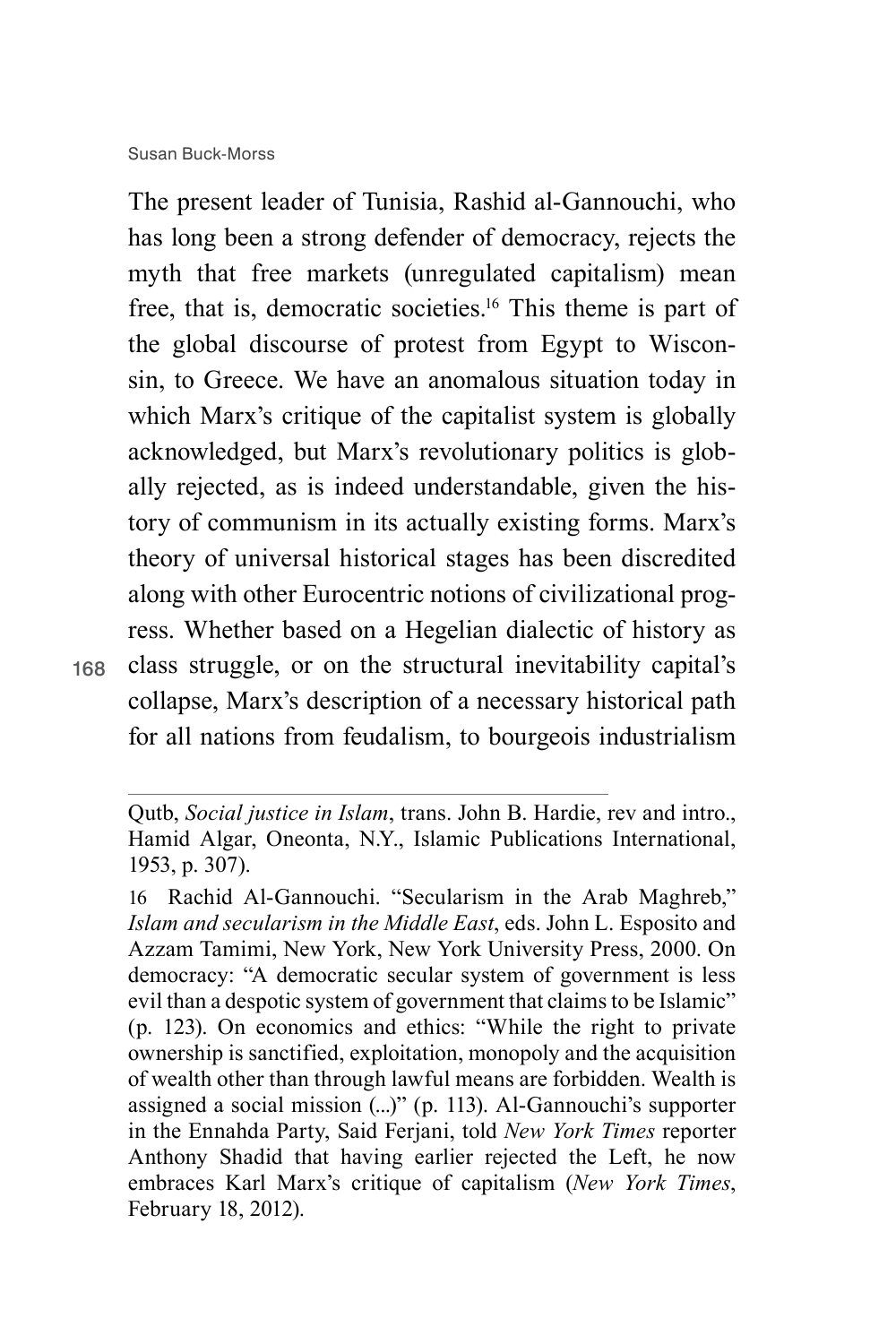The present leader of Tunisia, Rashid al-Gannouchi, who has long been a strong defender of democracy, rejects the myth that free markets (unregulated capitalism) mean free, that is, democratic societies.[16] This theme is part of the global discourse of protest from Egypt to Wisconsin, to Greece. We have an anomalous situation today in which Marx's critique of the capitalist system is globally acknowledged, but Marx's revolutionary politics is globally rejected, as is indeed understandable, given the history of communism in its actually existing forms. Marx's theory of universal historical stages has been discredited along with other Eurocentric notions of civilizational progress. Whether based on a Hegelian dialectic of history as class struggle, or on the structural inevitability capital's collapse, Marx's description of a necessary historical path for all nations from feudalism, to bourgeois industrialism

---

Qutb, *Social justice in Islam*, trans. John B. Hardie, rev and intro., Hamid Algar, Oneonta, N.Y., Islamic Publications International, 1953, p. 307).

16 Rachid Al-Gannouchi. "Secularism in the Arab Maghreb," *Islam and secularism in the Middle East*, eds. John L. Esposito and Azzam Tamimi, New York, New York University Press, 2000. On democracy: "A democratic secular system of government is less evil than a despotic system of government that claims to be Islamic" (p. 123). On economics and ethics: "While the right to private ownership is sanctified, exploitation, monopoly and the acquisition of wealth other than through lawful means are forbidden. Wealth is assigned a social mission (...)" (p. 113). Al-Gannouchi's supporter in the Ennahda Party, Said Ferjani, told *New York Times* reporter Anthony Shadid that having earlier rejected the Left, he now embraces Karl Marx's critique of capitalism (*New York Times*, February 18, 2012).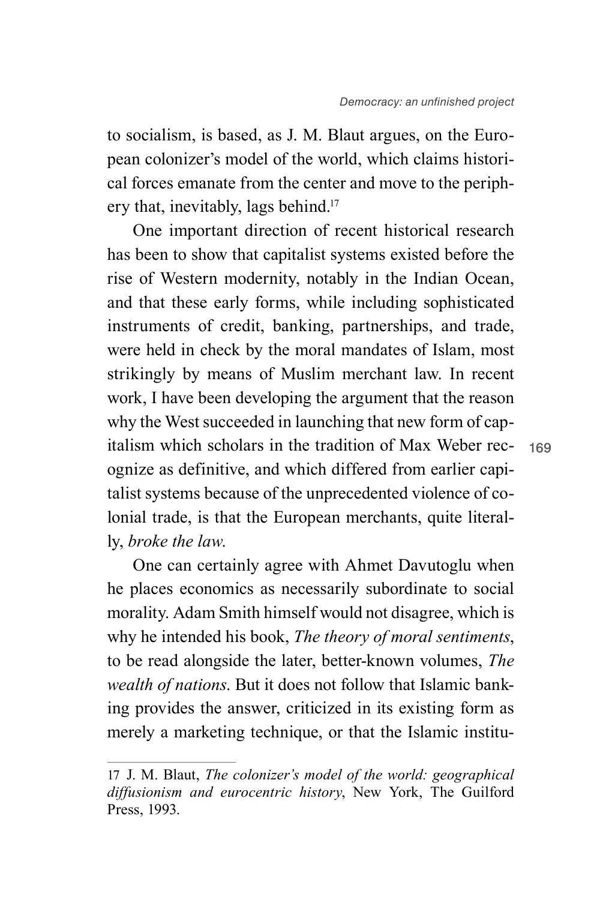to socialism, is based, as J. M. Blaut argues, on the European colonizer's model of the world, which claims historical forces emanate from the center and move to the periphery that, inevitably, lags behind.[17]

One important direction of recent historical research has been to show that capitalist systems existed before the rise of Western modernity, notably in the Indian Ocean, and that these early forms, while including sophisticated instruments of credit, banking, partnerships, and trade, were held in check by the moral mandates of Islam, most strikingly by means of Muslim merchant law. In recent work, I have been developing the argument that the reason why the West succeeded in launching that new form of capitalism which scholars in the tradition of Max Weber recognize as definitive, and which differed from earlier capitalist systems because of the unprecedented violence of colonial trade, is that the European merchants, quite literally, *broke the law*.

One can certainly agree with Ahmet Davutoglu when he places economics as necessarily subordinate to social morality. Adam Smith himself would not disagree, which is why he intended his book, *The theory of moral sentiments*, to be read alongside the later, better-known volumes, *The wealth of nations*. But it does not follow that Islamic banking provides the answer, criticized in its existing form as merely a marketing technique, or that the Islamic institu-

---

17 J. M. Blaut, *The colonizer's model of the world: geographical diffusionism and eurocentric history*, New York, The Guilford Press, 1993.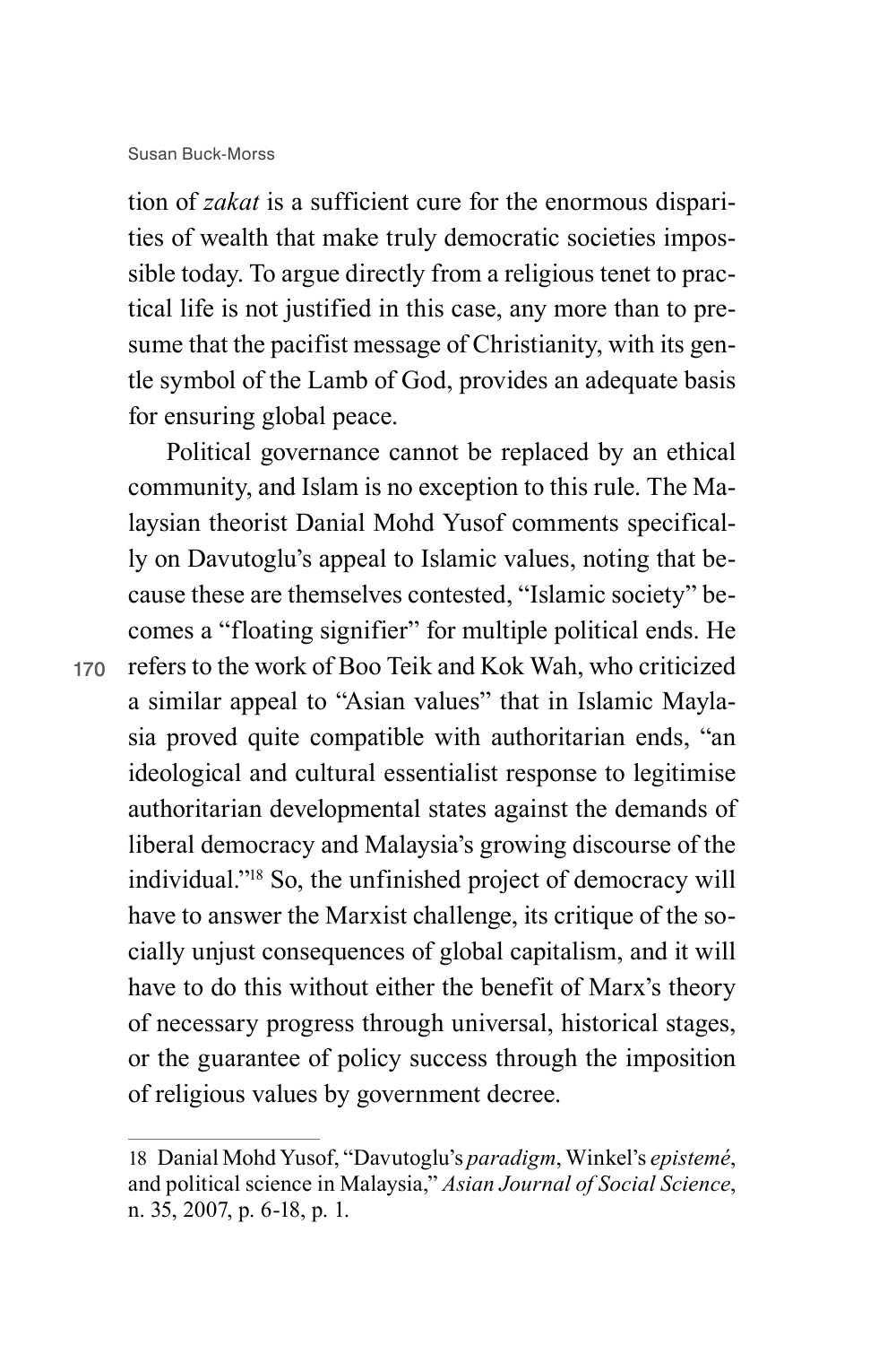tion of *zakat* is a sufficient cure for the enormous disparities of wealth that make truly democratic societies impossible today. To argue directly from a religious tenet to practical life is not justified in this case, any more than to presume that the pacifist message of Christianity, with its gentle symbol of the Lamb of God, provides an adequate basis for ensuring global peace.

Political governance cannot be replaced by an ethical community, and Islam is no exception to this rule. The Malaysian theorist Danial Mohd Yusof comments specifically on Davutoglu's appeal to Islamic values, noting that because these are themselves contested, "Islamic society" becomes a "floating signifier" for multiple political ends. He refers to the work of Boo Teik and Kok Wah, who criticized a similar appeal to "Asian values" that in Islamic Maylasia proved quite compatible with authoritarian ends, "an ideological and cultural essentialist response to legitimise authoritarian developmental states against the demands of liberal democracy and Malaysia's growing discourse of the individual."[18] So, the unfinished project of democracy will have to answer the Marxist challenge, its critique of the socially unjust consequences of global capitalism, and it will have to do this without either the benefit of Marx's theory of necessary progress through universal, historical stages, or the guarantee of policy success through the imposition of religious values by government decree.

---

18 Danial Mohd Yusof, "Davutoglu's *paradigm*, Winkel's *epistemé*, and political science in Malaysia," *Asian Journal of Social Science*, n. 35, 2007, p. 6-18, p. 1.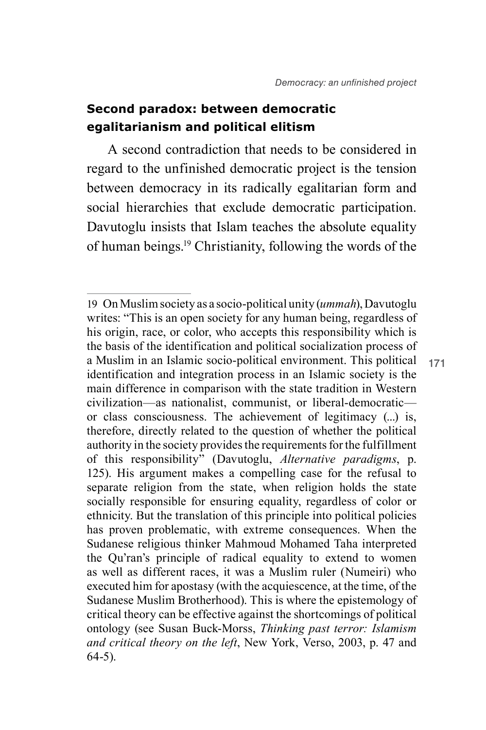## Second paradox: between democratic egalitarianism and political elitism

A second contradiction that needs to be considered in regard to the unfinished democratic project is the tension between democracy in its radically egalitarian form and social hierarchies that exclude democratic participation. Davutoglu insists that Islam teaches the absolute equality of human beings.[19] Christianity, following the words of the

---

19 On Muslim society as a socio-political unity (*ummah*), Davutoglu writes: "This is an open society for any human being, regardless of his origin, race, or color, who accepts this responsibility which is the basis of the identification and political socialization process of a Muslim in an Islamic socio-political environment. This political identification and integration process in an Islamic society is the main difference in comparison with the state tradition in Western civilization—as nationalist, communist, or liberal-democratic—or class consciousness. The achievement of legitimacy (...) is, therefore, directly related to the question of whether the political authority in the society provides the requirements for the fulfillment of this responsibility" (Davutoglu, *Alternative paradigms*, p. 125). His argument makes a compelling case for the refusal to separate religion from the state, when religion holds the state socially responsible for ensuring equality, regardless of color or ethnicity. But the translation of this principle into political policies has proven problematic, with extreme consequences. When the Sudanese religious thinker Mahmoud Mohamed Taha interpreted the Qu'ran's principle of radical equality to extend to women as well as different races, it was a Muslim ruler (Numeiri) who executed him for apostasy (with the acquiescence, at the time, of the Sudanese Muslim Brotherhood). This is where the epistemology of critical theory can be effective against the shortcomings of political ontology (see Susan Buck-Morss, *Thinking past terror: Islamism and critical theory on the left*, New York, Verso, 2003, p. 47 and 64-5).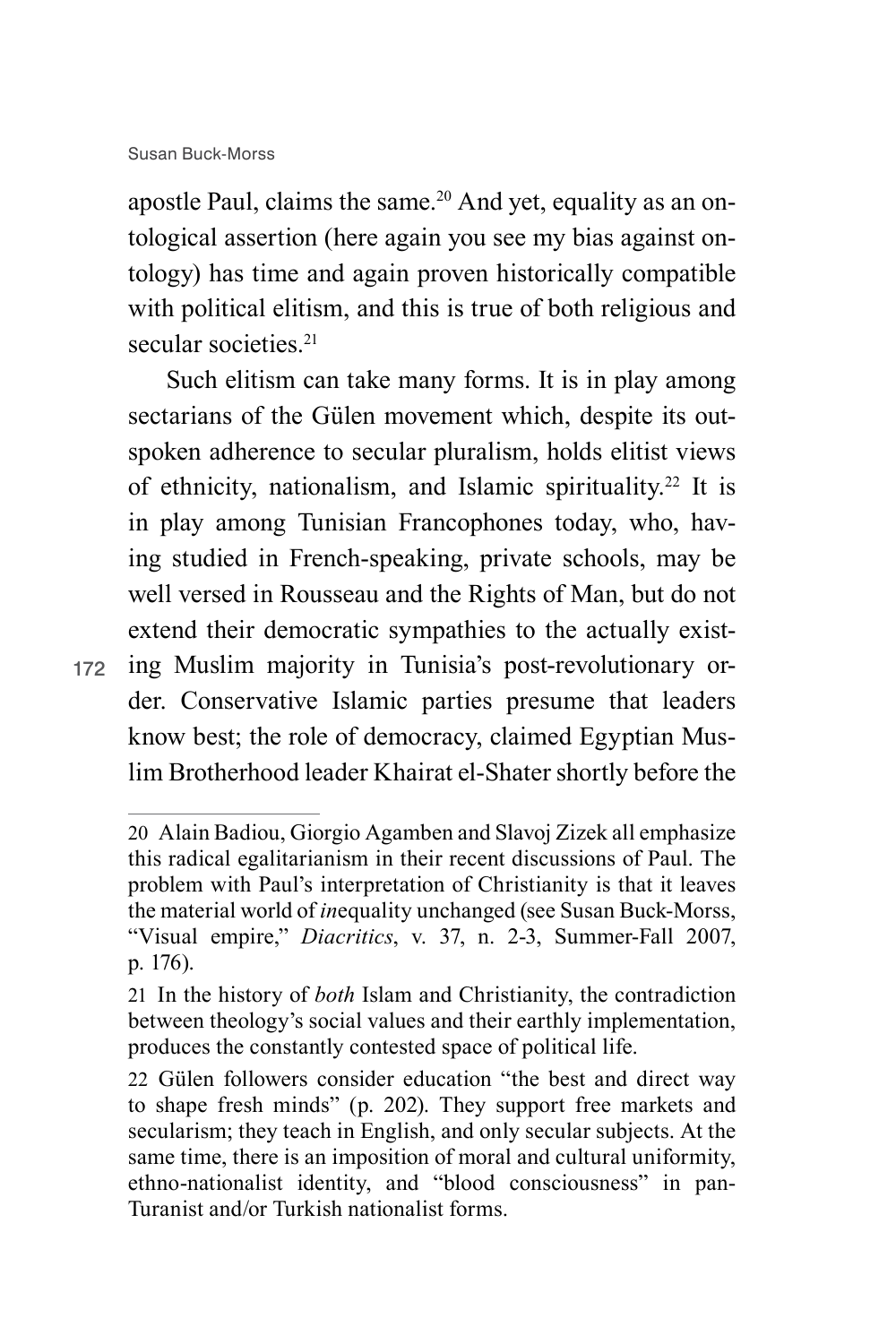apostle Paul, claims the same.[20] And yet, equality as an ontological assertion (here again you see my bias against ontology) has time and again proven historically compatible with political elitism, and this is true of both religious and secular societies.[21]

Such elitism can take many forms. It is in play among sectarians of the Gülen movement which, despite its outspoken adherence to secular pluralism, holds elitist views of ethnicity, nationalism, and Islamic spirituality.[22] It is in play among Tunisian Francophones today, who, having studied in French-speaking, private schools, may be well versed in Rousseau and the Rights of Man, but do not extend their democratic sympathies to the actually existing Muslim majority in Tunisia's post-revolutionary order. Conservative Islamic parties presume that leaders know best; the role of democracy, claimed Egyptian Muslim Brotherhood leader Khairat el-Shater shortly before the

---

20 Alain Badiou, Giorgio Agamben and Slavoj Zizek all emphasize this radical egalitarianism in their recent discussions of Paul. The problem with Paul's interpretation of Christianity is that it leaves the material world of *in*equality unchanged (see Susan Buck-Morss, "Visual empire," *Diacritics*, v. 37, n. 2-3, Summer-Fall 2007, p. 176).

21 In the history of *both* Islam and Christianity, the contradiction between theology's social values and their earthly implementation, produces the constantly contested space of political life.

22 Gülen followers consider education "the best and direct way to shape fresh minds" (p. 202). They support free markets and secularism; they teach in English, and only secular subjects. At the same time, there is an imposition of moral and cultural uniformity, ethno-nationalist identity, and "blood consciousness" in pan-Turanist and/or Turkish nationalist forms.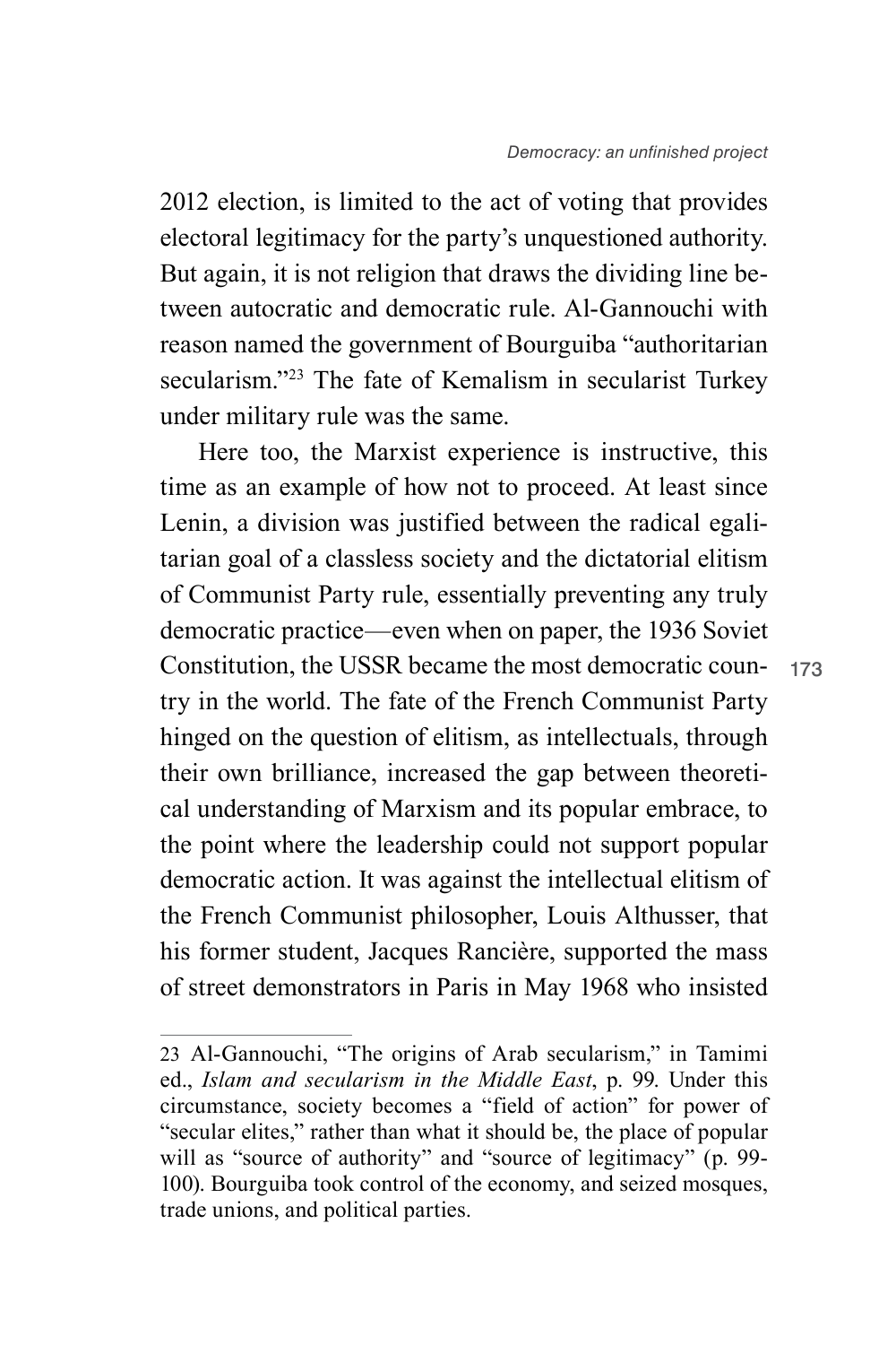2012 election, is limited to the act of voting that provides electoral legitimacy for the party's unquestioned authority. But again, it is not religion that draws the dividing line between autocratic and democratic rule. Al-Gannouchi with reason named the government of Bourguiba "authoritarian secularism."[23] The fate of Kemalism in secularist Turkey under military rule was the same.

Here too, the Marxist experience is instructive, this time as an example of how not to proceed. At least since Lenin, a division was justified between the radical egalitarian goal of a classless society and the dictatorial elitism of Communist Party rule, essentially preventing any truly democratic practice—even when on paper, the 1936 Soviet Constitution, the USSR became the most democratic country in the world. The fate of the French Communist Party hinged on the question of elitism, as intellectuals, through their own brilliance, increased the gap between theoretical understanding of Marxism and its popular embrace, to the point where the leadership could not support popular democratic action. It was against the intellectual elitism of the French Communist philosopher, Louis Althusser, that his former student, Jacques Rancière, supported the mass of street demonstrators in Paris in May 1968 who insisted

---

23 Al-Gannouchi, "The origins of Arab secularism," in Tamimi ed., *Islam and secularism in the Middle East*, p. 99. Under this circumstance, society becomes a "field of action" for power of "secular elites," rather than what it should be, the place of popular will as "source of authority" and "source of legitimacy" (p. 99-100). Bourguiba took control of the economy, and seized mosques, trade unions, and political parties.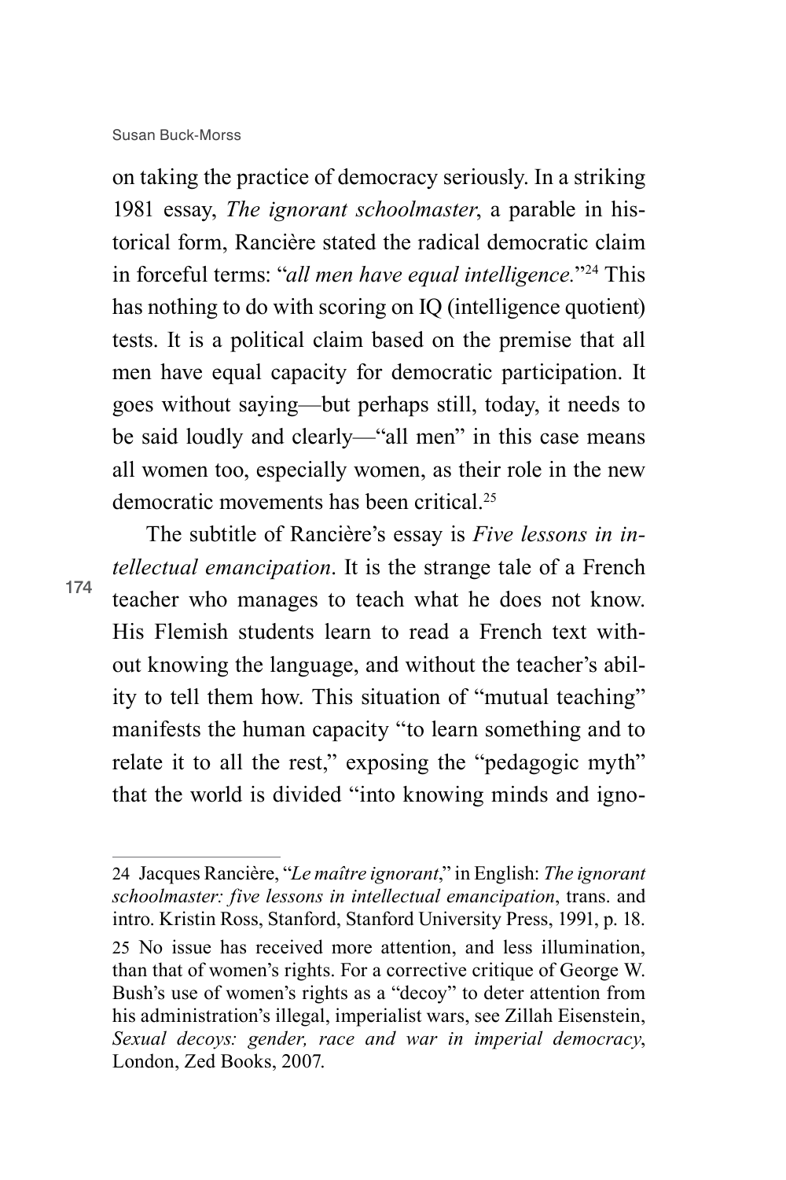on taking the practice of democracy seriously. In a striking 1981 essay, *The ignorant schoolmaster*, a parable in historical form, Rancière stated the radical democratic claim in forceful terms: "*all men have equal intelligence*."[24] This has nothing to do with scoring on IQ (intelligence quotient) tests. It is a political claim based on the premise that all men have equal capacity for democratic participation. It goes without saying—but perhaps still, today, it needs to be said loudly and clearly—"all men" in this case means all women too, especially women, as their role in the new democratic movements has been critical.[25]

The subtitle of Rancière's essay is *Five lessons in intellectual emancipation*. It is the strange tale of a French teacher who manages to teach what he does not know. His Flemish students learn to read a French text without knowing the language, and without the teacher's ability to tell them how. This situation of "mutual teaching" manifests the human capacity "to learn something and to relate it to all the rest," exposing the "pedagogic myth" that the world is divided "into knowing minds and igno-

---

24 Jacques Rancière, "*Le maître ignorant*," in English: *The ignorant schoolmaster: five lessons in intellectual emancipation*, trans. and intro. Kristin Ross, Stanford, Stanford University Press, 1991, p. 18.

25 No issue has received more attention, and less illumination, than that of women's rights. For a corrective critique of George W. Bush's use of women's rights as a "decoy" to deter attention from his administration's illegal, imperialist wars, see Zillah Eisenstein, *Sexual decoys: gender, race and war in imperial democracy*, London, Zed Books, 2007.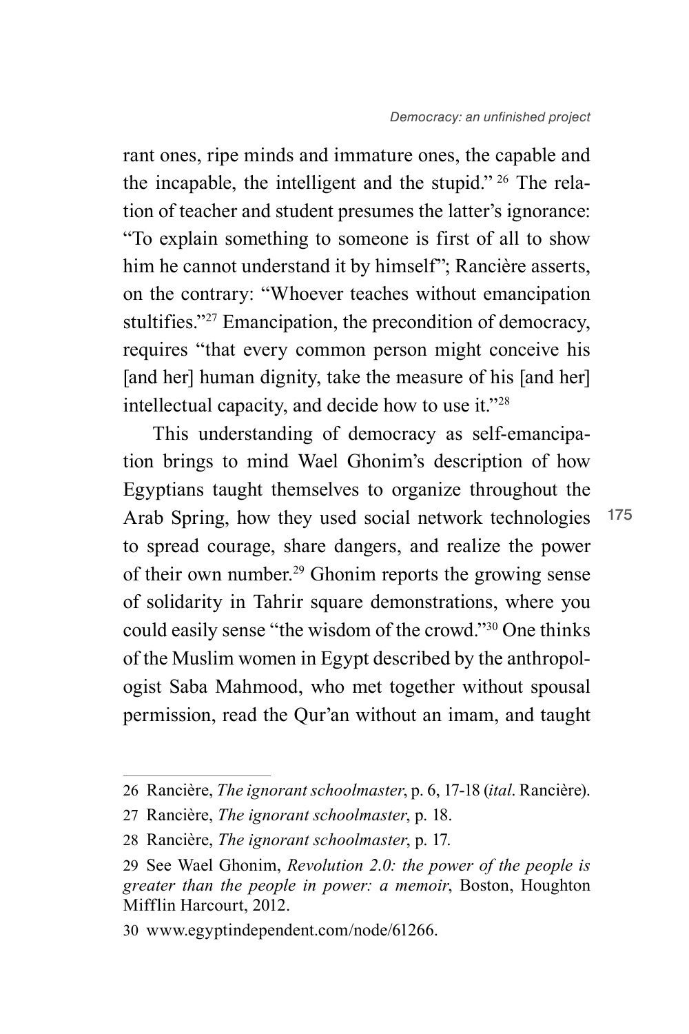rant ones, ripe minds and immature ones, the capable and the incapable, the intelligent and the stupid." [26] The relation of teacher and student presumes the latter's ignorance: "To explain something to someone is first of all to show him he cannot understand it by himself"; Rancière asserts, on the contrary: "Whoever teaches without emancipation stultifies."[27] Emancipation, the precondition of democracy, requires "that every common person might conceive his [and her] human dignity, take the measure of his [and her] intellectual capacity, and decide how to use it."[28]

This understanding of democracy as self-emancipation brings to mind Wael Ghonim's description of how Egyptians taught themselves to organize throughout the Arab Spring, how they used social network technologies to spread courage, share dangers, and realize the power of their own number.[29] Ghonim reports the growing sense of solidarity in Tahrir square demonstrations, where you could easily sense "the wisdom of the crowd."[30] One thinks of the Muslim women in Egypt described by the anthropologist Saba Mahmood, who met together without spousal permission, read the Qur'an without an imam, and taught

---

26 Rancière, *The ignorant schoolmaster*, p. 6, 17-18 (*ital*. Rancière).

27 Rancière, *The ignorant schoolmaster*, p. 18.

28 Rancière, *The ignorant schoolmaster*, p. 17.

29 See Wael Ghonim, *Revolution 2.0: the power of the people is greater than the people in power: a memoir*, Boston, Houghton Mifflin Harcourt, 2012.

30 www.egyptindependent.com/node/61266.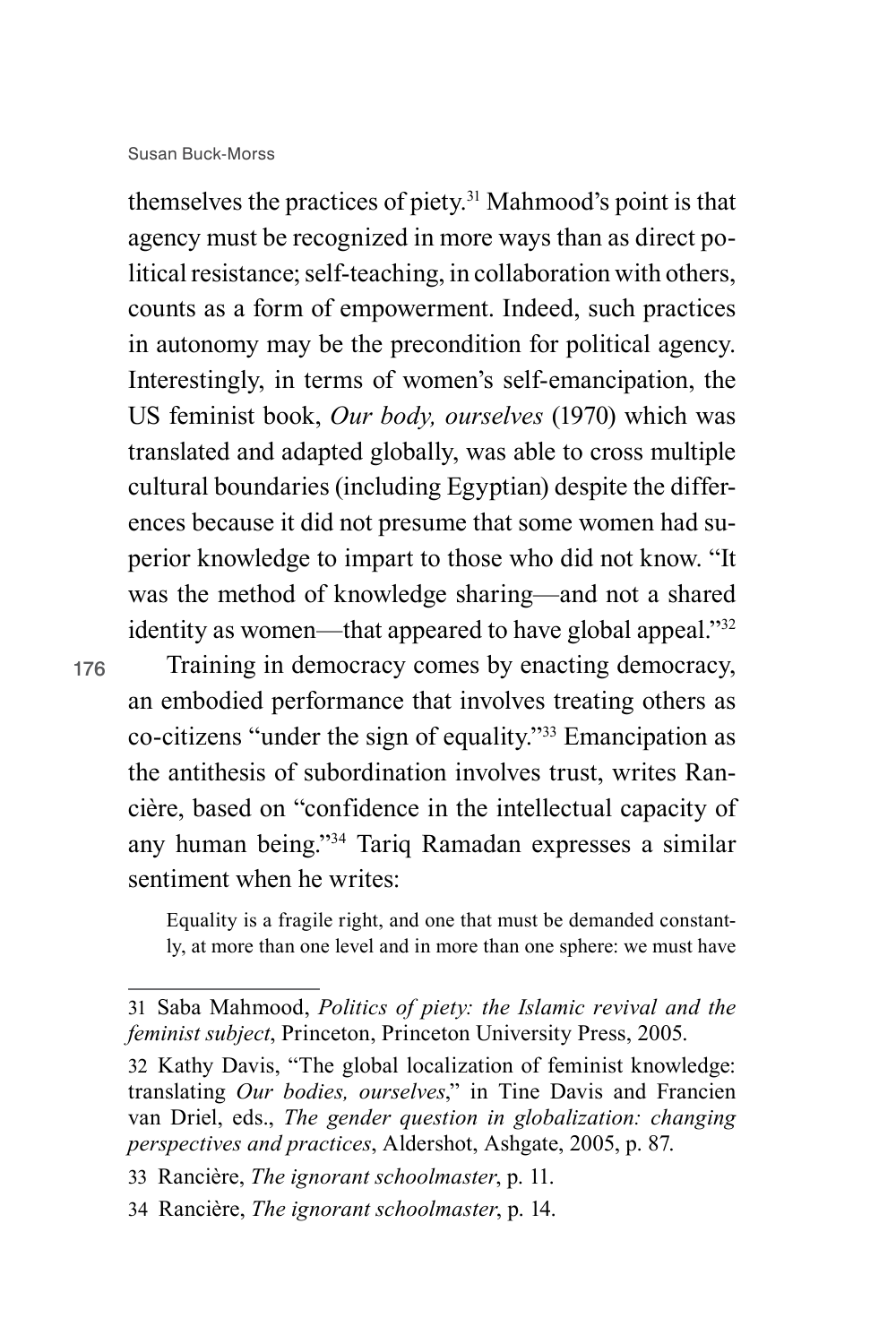themselves the practices of piety.[31] Mahmood's point is that agency must be recognized in more ways than as direct political resistance; self-teaching, in collaboration with others, counts as a form of empowerment. Indeed, such practices in autonomy may be the precondition for political agency. Interestingly, in terms of women's self-emancipation, the US feminist book, *Our body, ourselves* (1970) which was translated and adapted globally, was able to cross multiple cultural boundaries (including Egyptian) despite the differences because it did not presume that some women had superior knowledge to impart to those who did not know. "It was the method of knowledge sharing—and not a shared identity as women—that appeared to have global appeal."[32]

Training in democracy comes by enacting democracy, an embodied performance that involves treating others as co-citizens "under the sign of equality."[33] Emancipation as the antithesis of subordination involves trust, writes Rancière, based on "confidence in the intellectual capacity of any human being."[34] Tariq Ramadan expresses a similar sentiment when he writes:

> Equality is a fragile right, and one that must be demanded constantly, at more than one level and in more than one sphere: we must have

---

31 Saba Mahmood, *Politics of piety: the Islamic revival and the feminist subject*, Princeton, Princeton University Press, 2005.

32 Kathy Davis, "The global localization of feminist knowledge: translating *Our bodies, ourselves*," in Tine Davis and Francien van Driel, eds., *The gender question in globalization: changing perspectives and practices*, Aldershot, Ashgate, 2005, p. 87.

33 Rancière, *The ignorant schoolmaster*, p. 11.

34 Rancière, *The ignorant schoolmaster*, p. 14.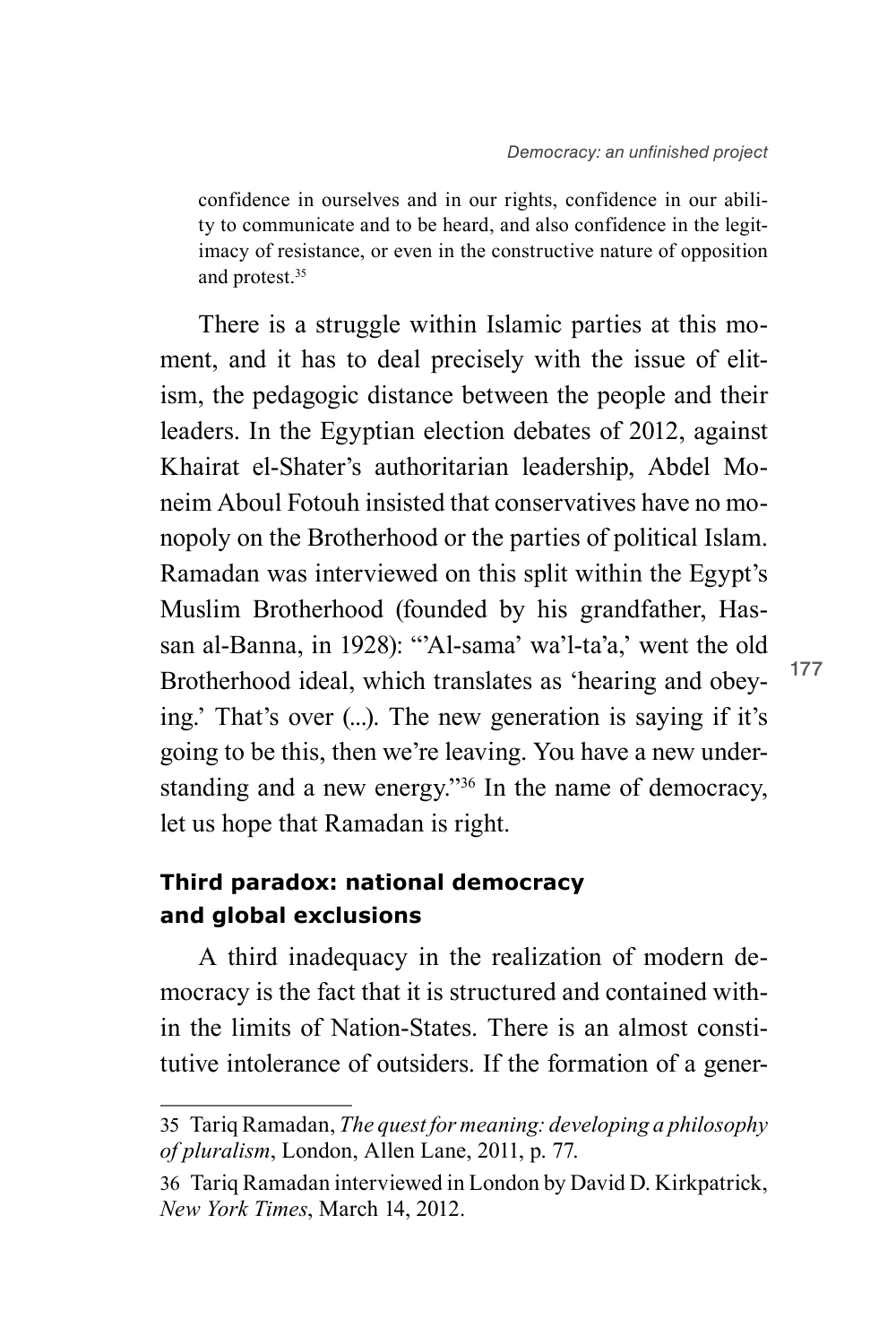confidence in ourselves and in our rights, confidence in our ability to communicate and to be heard, and also confidence in the legitimacy of resistance, or even in the constructive nature of opposition and protest.[35]

There is a struggle within Islamic parties at this moment, and it has to deal precisely with the issue of elitism, the pedagogic distance between the people and their leaders. In the Egyptian election debates of 2012, against Khairat el-Shater's authoritarian leadership, Abdel Moneim Aboul Fotouh insisted that conservatives have no monopoly on the Brotherhood or the parties of political Islam. Ramadan was interviewed on this split within the Egypt's Muslim Brotherhood (founded by his grandfather, Hassan al-Banna, in 1928): "'Al-sama' wa'l-ta'a,' went the old Brotherhood ideal, which translates as 'hearing and obeying.' That's over (...). The new generation is saying if it's going to be this, then we're leaving. You have a new understanding and a new energy."[36] In the name of democracy, let us hope that Ramadan is right.

### Third paradox: national democracy and global exclusions

A third inadequacy in the realization of modern democracy is the fact that it is structured and contained within the limits of Nation-States. There is an almost constitutive intolerance of outsiders. If the formation of a gener-

---

35 Tariq Ramadan, *The quest for meaning: developing a philosophy of pluralism*, London, Allen Lane, 2011, p. 77.

36 Tariq Ramadan interviewed in London by David D. Kirkpatrick, *New York Times*, March 14, 2012.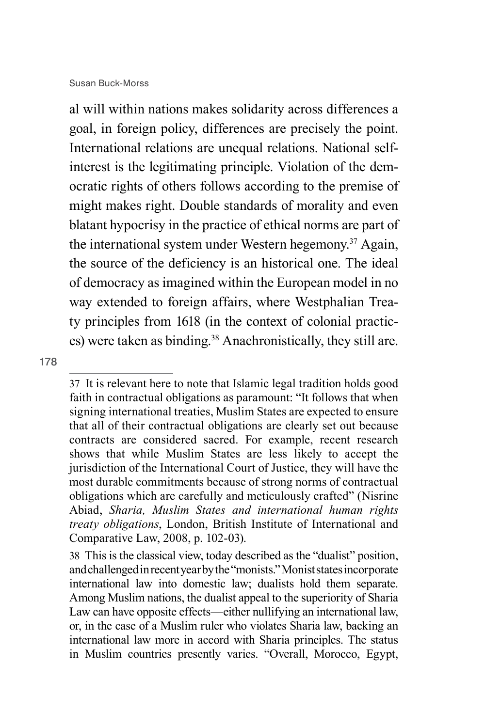al will within nations makes solidarity across differences a goal, in foreign policy, differences are precisely the point. International relations are unequal relations. National self-interest is the legitimating principle. Violation of the democratic rights of others follows according to the premise of might makes right. Double standards of morality and even blatant hypocrisy in the practice of ethical norms are part of the international system under Western hegemony.[37] Again, the source of the deficiency is an historical one. The ideal of democracy as imagined within the European model in no way extended to foreign affairs, where Westphalian Treaty principles from 1618 (in the context of colonial practices) were taken as binding.[38] Anachronistically, they still are.

---

37 It is relevant here to note that Islamic legal tradition holds good faith in contractual obligations as paramount: "It follows that when signing international treaties, Muslim States are expected to ensure that all of their contractual obligations are clearly set out because contracts are considered sacred. For example, recent research shows that while Muslim States are less likely to accept the jurisdiction of the International Court of Justice, they will have the most durable commitments because of strong norms of contractual obligations which are carefully and meticulously crafted" (Nisrine Abiad, *Sharia, Muslim States and international human rights treaty obligations*, London, British Institute of International and Comparative Law, 2008, p. 102-03).

38 This is the classical view, today described as the "dualist" position, and challenged in recent year by the "monists." Monist states incorporate international law into domestic law; dualists hold them separate. Among Muslim nations, the dualist appeal to the superiority of Sharia Law can have opposite effects—either nullifying an international law, or, in the case of a Muslim ruler who violates Sharia law, backing an international law more in accord with Sharia principles. The status in Muslim countries presently varies. "Overall, Morocco, Egypt,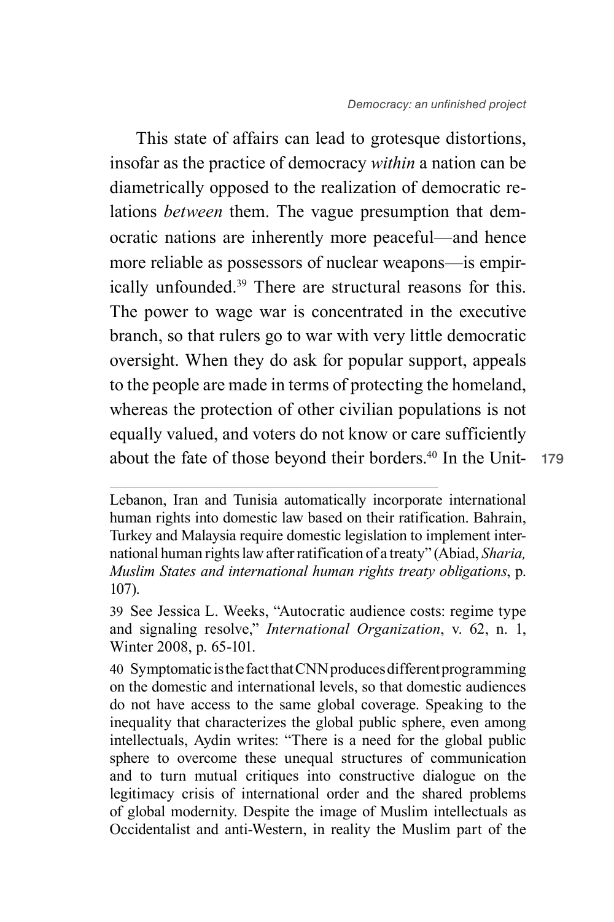This state of affairs can lead to grotesque distortions, insofar as the practice of democracy *within* a nation can be diametrically opposed to the realization of democratic relations *between* them. The vague presumption that democratic nations are inherently more peaceful—and hence more reliable as possessors of nuclear weapons—is empirically unfounded.[39] There are structural reasons for this. The power to wage war is concentrated in the executive branch, so that rulers go to war with very little democratic oversight. When they do ask for popular support, appeals to the people are made in terms of protecting the homeland, whereas the protection of other civilian populations is not equally valued, and voters do not know or care sufficiently about the fate of those beyond their borders.[40] In the Unit-

---

Lebanon, Iran and Tunisia automatically incorporate international human rights into domestic law based on their ratification. Bahrain, Turkey and Malaysia require domestic legislation to implement international human rights law after ratification of a treaty" (Abiad, *Sharia, Muslim States and international human rights treaty obligations*, p. 107).

39 See Jessica L. Weeks, "Autocratic audience costs: regime type and signaling resolve," *International Organization*, v. 62, n. 1, Winter 2008, p. 65-101.

40 Symptomatic is the fact that CNN produces different programming on the domestic and international levels, so that domestic audiences do not have access to the same global coverage. Speaking to the inequality that characterizes the global public sphere, even among intellectuals, Aydin writes: "There is a need for the global public sphere to overcome these unequal structures of communication and to turn mutual critiques into constructive dialogue on the legitimacy crisis of international order and the shared problems of global modernity. Despite the image of Muslim intellectuals as Occidentalist and anti-Western, in reality the Muslim part of the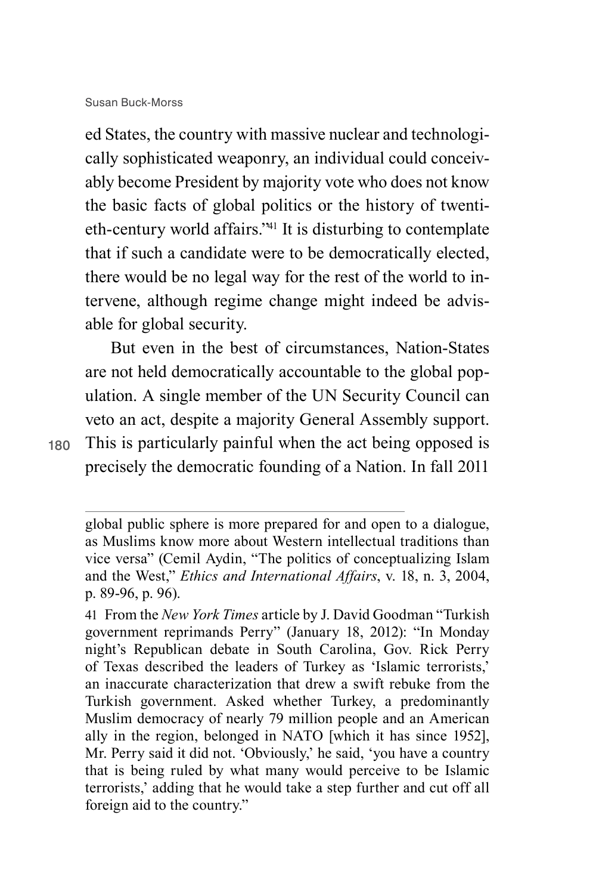ed States, the country with massive nuclear and technologically sophisticated weaponry, an individual could conceivably become President by majority vote who does not know the basic facts of global politics or the history of twentieth-century world affairs."[41] It is disturbing to contemplate that if such a candidate were to be democratically elected, there would be no legal way for the rest of the world to intervene, although regime change might indeed be advisable for global security.

But even in the best of circumstances, Nation-States are not held democratically accountable to the global population. A single member of the UN Security Council can veto an act, despite a majority General Assembly support. This is particularly painful when the act being opposed is precisely the democratic founding of a Nation. In fall 2011

---

global public sphere is more prepared for and open to a dialogue, as Muslims know more about Western intellectual traditions than vice versa" (Cemil Aydin, "The politics of conceptualizing Islam and the West," *Ethics and International Affairs*, v. 18, n. 3, 2004, p. 89-96, p. 96).

41 From the *New York Times* article by J. David Goodman "Turkish government reprimands Perry" (January 18, 2012): "In Monday night's Republican debate in South Carolina, Gov. Rick Perry of Texas described the leaders of Turkey as 'Islamic terrorists,' an inaccurate characterization that drew a swift rebuke from the Turkish government. Asked whether Turkey, a predominantly Muslim democracy of nearly 79 million people and an American ally in the region, belonged in NATO [which it has since 1952], Mr. Perry said it did not. 'Obviously,' he said, 'you have a country that is being ruled by what many would perceive to be Islamic terrorists,' adding that he would take a step further and cut off all foreign aid to the country."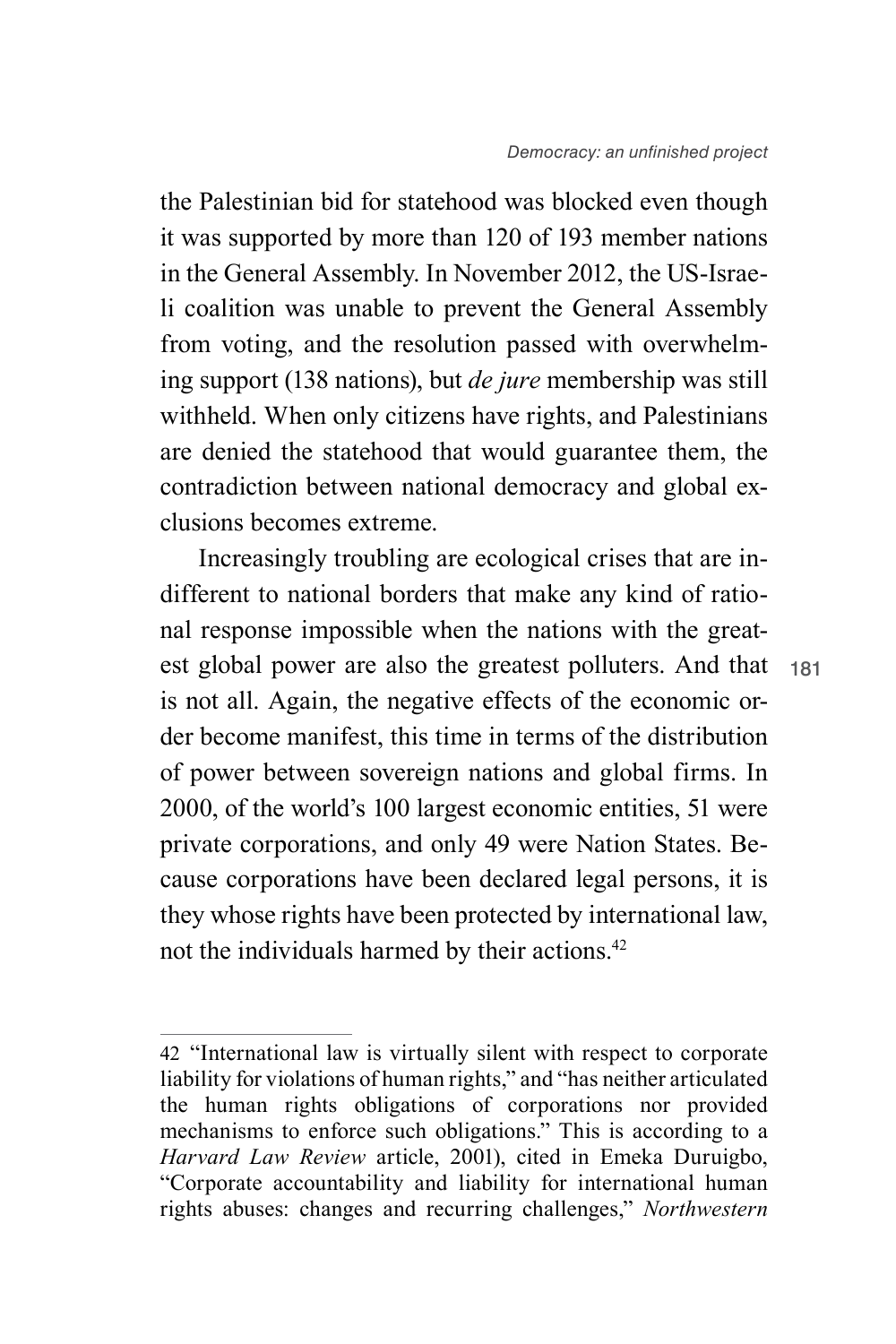the Palestinian bid for statehood was blocked even though it was supported by more than 120 of 193 member nations in the General Assembly. In November 2012, the US-Israeli coalition was unable to prevent the General Assembly from voting, and the resolution passed with overwhelming support (138 nations), but *de jure* membership was still withheld. When only citizens have rights, and Palestinians are denied the statehood that would guarantee them, the contradiction between national democracy and global exclusions becomes extreme.

Increasingly troubling are ecological crises that are indifferent to national borders that make any kind of rational response impossible when the nations with the greatest global power are also the greatest polluters. And that is not all. Again, the negative effects of the economic order become manifest, this time in terms of the distribution of power between sovereign nations and global firms. In 2000, of the world's 100 largest economic entities, 51 were private corporations, and only 49 were Nation States. Because corporations have been declared legal persons, it is they whose rights have been protected by international law, not the individuals harmed by their actions.[42]

---

42 "International law is virtually silent with respect to corporate liability for violations of human rights," and "has neither articulated the human rights obligations of corporations nor provided mechanisms to enforce such obligations." This is according to a *Harvard Law Review* article, 2001), cited in Emeka Duruigbo, "Corporate accountability and liability for international human rights abuses: changes and recurring challenges," *Northwestern*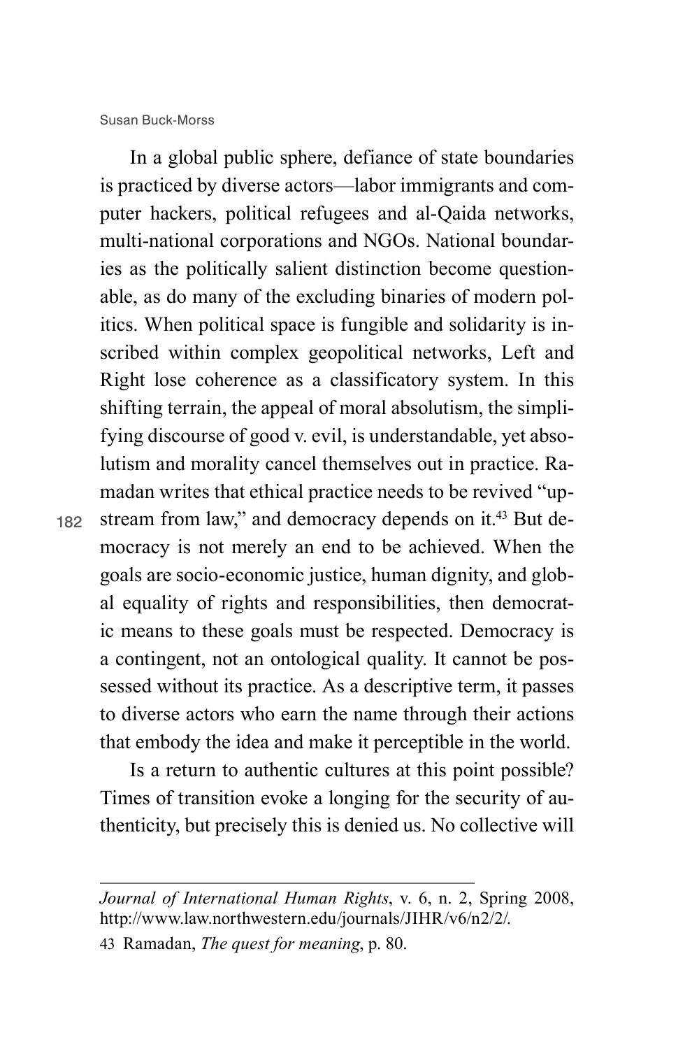In a global public sphere, defiance of state boundaries is practiced by diverse actors—labor immigrants and computer hackers, political refugees and al-Qaida networks, multi-national corporations and NGOs. National boundaries as the politically salient distinction become questionable, as do many of the excluding binaries of modern politics. When political space is fungible and solidarity is inscribed within complex geopolitical networks, Left and Right lose coherence as a classificatory system. In this shifting terrain, the appeal of moral absolutism, the simplifying discourse of good v. evil, is understandable, yet absolutism and morality cancel themselves out in practice. Ramadan writes that ethical practice needs to be revived "upstream from law," and democracy depends on it.[43] But democracy is not merely an end to be achieved. When the goals are socio-economic justice, human dignity, and global equality of rights and responsibilities, then democratic means to these goals must be respected. Democracy is a contingent, not an ontological quality. It cannot be possessed without its practice. As a descriptive term, it passes to diverse actors who earn the name through their actions that embody the idea and make it perceptible in the world.

Is a return to authentic cultures at this point possible? Times of transition evoke a longing for the security of authenticity, but precisely this is denied us. No collective will

---

*Journal of International Human Rights*, v. 6, n. 2, Spring 2008, http://www.law.northwestern.edu/journals/JIHR/v6/n2/2/.

43 Ramadan, *The quest for meaning*, p. 80.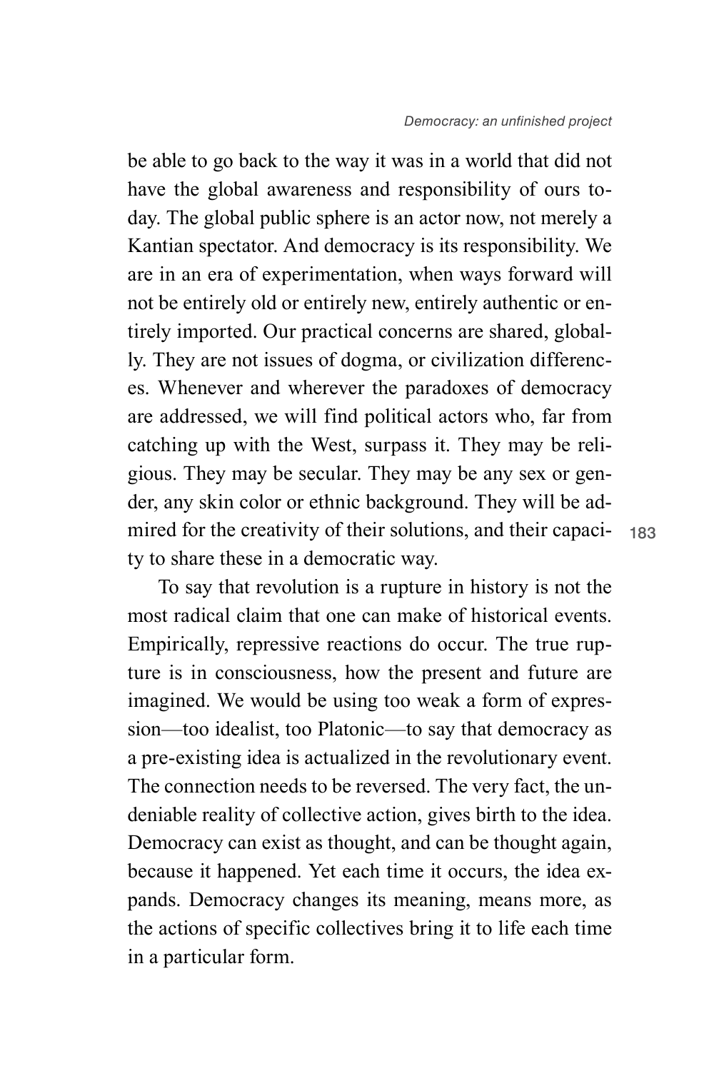be able to go back to the way it was in a world that did not have the global awareness and responsibility of ours today. The global public sphere is an actor now, not merely a Kantian spectator. And democracy is its responsibility. We are in an era of experimentation, when ways forward will not be entirely old or entirely new, entirely authentic or entirely imported. Our practical concerns are shared, globally. They are not issues of dogma, or civilization differences. Whenever and wherever the paradoxes of democracy are addressed, we will find political actors who, far from catching up with the West, surpass it. They may be religious. They may be secular. They may be any sex or gender, any skin color or ethnic background. They will be admired for the creativity of their solutions, and their capacity to share these in a democratic way.

To say that revolution is a rupture in history is not the most radical claim that one can make of historical events. Empirically, repressive reactions do occur. The true rupture is in consciousness, how the present and future are imagined. We would be using too weak a form of expression—too idealist, too Platonic—to say that democracy as a pre-existing idea is actualized in the revolutionary event. The connection needs to be reversed. The very fact, the undeniable reality of collective action, gives birth to the idea. Democracy can exist as thought, and can be thought again, because it happened. Yet each time it occurs, the idea expands. Democracy changes its meaning, means more, as the actions of specific collectives bring it to life each time in a particular form.